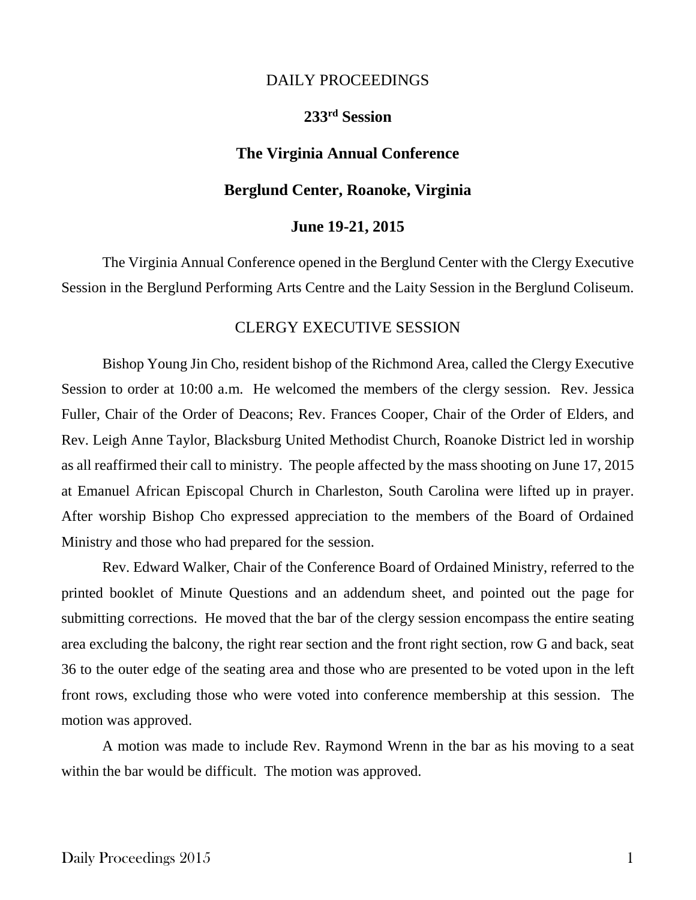# DAILY PROCEEDINGS

## 233rd Session

## The Virginia Annual Conference

## Berglund Center, Roanoke, Virginia

## June 19-21, 2015

The Virginia Annual Conference opened in the Berglund Center with the Clergy Executive Session in the Berglund Performing Arts Centre and the Laity Session in the Berglund Coliseum.

## CLERGY EXECUTIVE SESSION

Bishop Young Jin Cho, resident bishop of the Richmond Area, called the Clergy Executive Session to order at 10:00 a.m. He welcomed the members of the clergy session. Rev. Jessica Fuller, Chair of the Order of Deacons; Rev. Frances Cooper, Chair of the Order of Elders, and Rev. Leigh Anne Taylor, Blacksburg United Methodist Church, Roanoke District led in worship as all reaffirmed their call to ministry. The people affected by the mass shooting on June 17, 2015 at Emanuel African Episcopal Church in Charleston, South Carolina were lifted up in prayer. After worship Bishop Cho expressed appreciation to the members of the Board of Ordained Ministry and those who had prepared for the session.

Rev. Edward Walker, Chair of the Conference Board of Ordained Ministry, referred to the printed booklet of Minute Questions and an addendum sheet, and pointed out the page for submitting corrections. He moved that the bar of the clergy session encompass the entire seating area excluding the balcony, the right rear section and the front right section, row G and back, seat 36 to the outer edge of the seating area and those who are presented to be voted upon in the left front rows, excluding those who were voted into conference membership at this session. The motion was approved.

A motion was made to include Rev. Raymond Wrenn in the bar as his moving to a seat within the bar would be difficult. The motion was approved.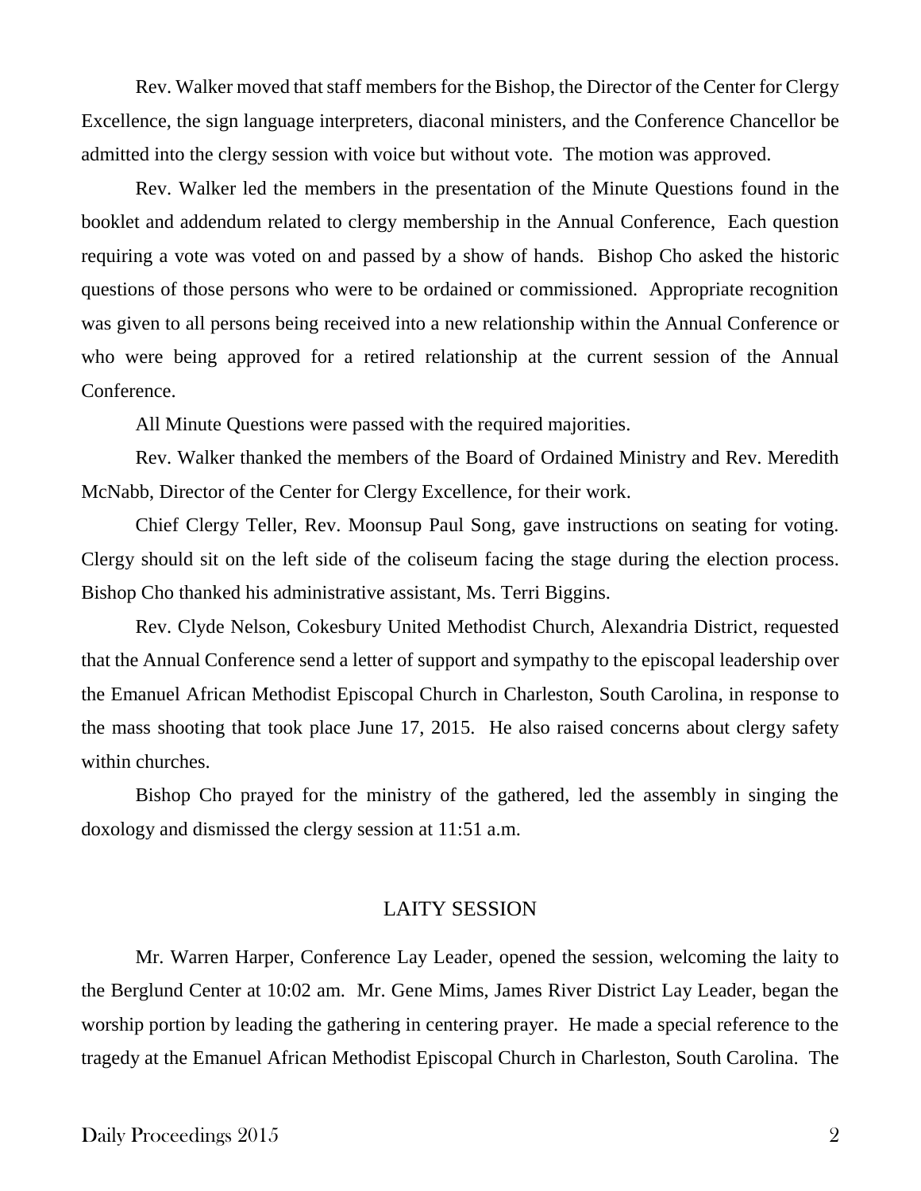Rev. Walker moved that staff members for the Bishop, the Director of the Center for Clergy Excellence, the sign language interpreters, diaconal ministers, and the Conference Chancellor be admitted into the clergy session with voice but without vote. The motion was approved.

Rev. Walker led the members in the presentation of the Minute Questions found in the booklet and addendum related to clergy membership in the Annual Conference, Each question requiring a vote was voted on and passed by a show of hands. Bishop Cho asked the historic questions of those persons who were to be ordained or commissioned. Appropriate recognition was given to all persons being received into a new relationship within the Annual Conference or who were being approved for a retired relationship at the current session of the Annual Conference.

All Minute Questions were passed with the required majorities.

Rev. Walker thanked the members of the Board of Ordained Ministry and Rev. Meredith McNabb, Director of the Center for Clergy Excellence, for their work.

Chief Clergy Teller, Rev. Moonsup Paul Song, gave instructions on seating for voting. Clergy should sit on the left side of the coliseum facing the stage during the election process. Bishop Cho thanked his administrative assistant, Ms. Terri Biggins.

Rev. Clyde Nelson, Cokesbury United Methodist Church, Alexandria District, requested that the Annual Conference send a letter of support and sympathy to the episcopal leadership over the Emanuel African Methodist Episcopal Church in Charleston, South Carolina, in response to the mass shooting that took place June 17, 2015. He also raised concerns about clergy safety within churches.

Bishop Cho prayed for the ministry of the gathered, led the assembly in singing the doxology and dismissed the clergy session at 11:51 a.m.

## LAITY SESSION

Mr. Warren Harper, Conference Lay Leader, opened the session, welcoming the laity to the Berglund Center at 10:02 am. Mr. Gene Mims, James River District Lay Leader, began the worship portion by leading the gathering in centering prayer. He made a special reference to the tragedy at the Emanuel African Methodist Episcopal Church in Charleston, South Carolina. The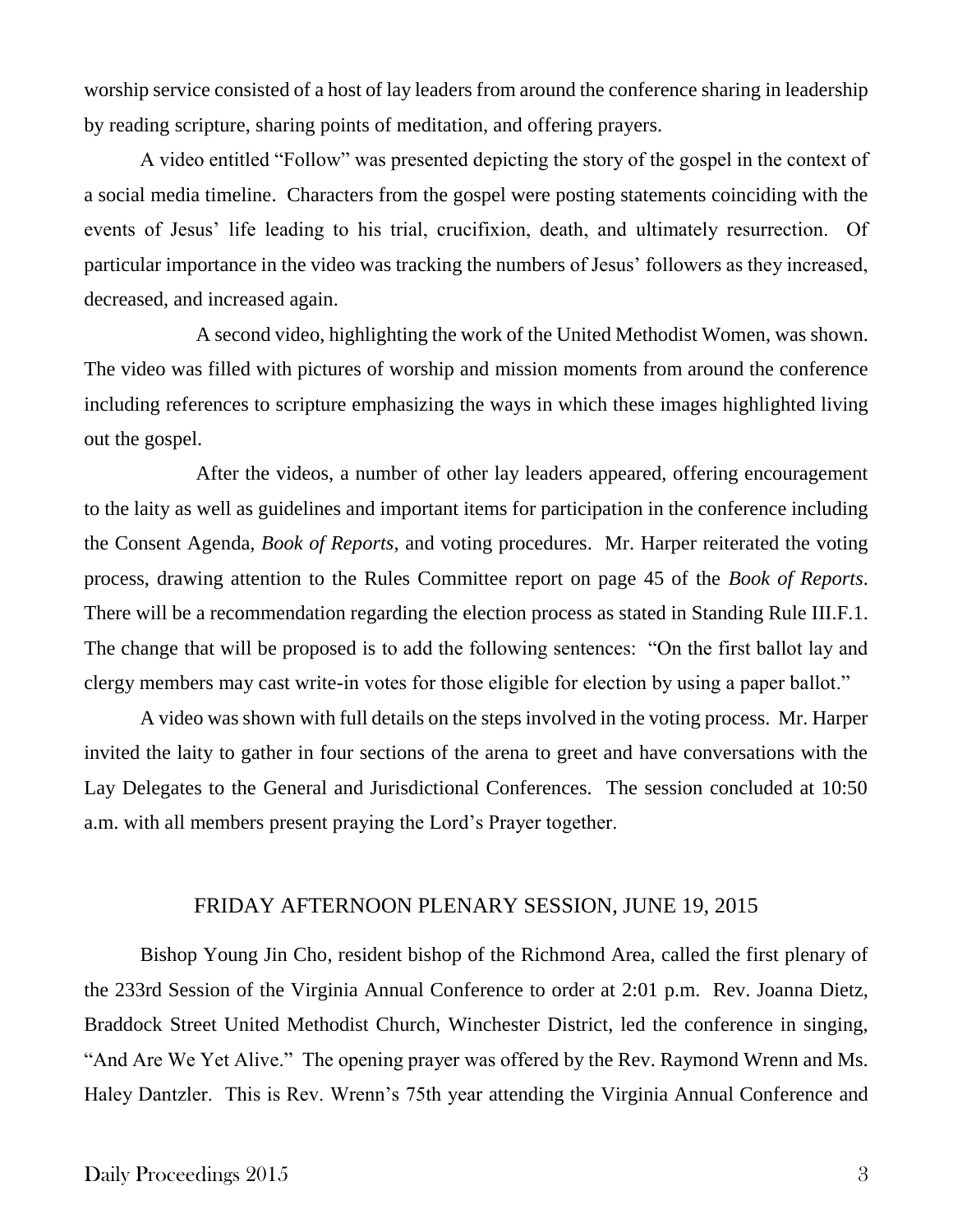worship service consisted of a host of lay leaders from around the conference sharing in leadership by reading scripture, sharing points of meditation, and offering prayers.

A video entitled "Follow" was presented depicting the story of the gospel in the context of a social media timeline. Characters from the gospel were posting statements coinciding with the events of Jesus' life leading to his trial, crucifixion, death, and ultimately resurrection. Of particular importance in the video was tracking the numbers of Jesus' followers as they increased, decreased, and increased again.

A second video, highlighting the work of the United Methodist Women, was shown. The video was filled with pictures of worship and mission moments from around the conference including references to scripture emphasizing the ways in which these images highlighted living out the gospel.

After the videos, a number of other lay leaders appeared, offering encouragement to the laity as well as guidelines and important items for participation in the conference including the Consent Agenda, *Book of Reports*, and voting procedures. Mr. Harper reiterated the voting process, drawing attention to the Rules Committee report on page 45 of the *Book of Reports*. There will be a recommendation regarding the election process as stated in Standing Rule III.F.1. The change that will be proposed is to add the following sentences: "On the first ballot lay and clergy members may cast write-in votes for those eligible for election by using a paper ballot."

A video was shown with full details on the steps involved in the voting process. Mr. Harper invited the laity to gather in four sections of the arena to greet and have conversations with the Lay Delegates to the General and Jurisdictional Conferences. The session concluded at 10:50 a.m. with all members present praying the Lord's Prayer together.

## FRIDAY AFTERNOON PLENARY SESSION, JUNE 19, 2015

Bishop Young Jin Cho, resident bishop of the Richmond Area, called the first plenary of the 233rd Session of the Virginia Annual Conference to order at 2:01 p.m. Rev. Joanna Dietz, Braddock Street United Methodist Church, Winchester District, led the conference in singing, "And Are We Yet Alive." The opening prayer was offered by the Rev. Raymond Wrenn and Ms. Haley Dantzler. This is Rev. Wrenn's 75th year attending the Virginia Annual Conference and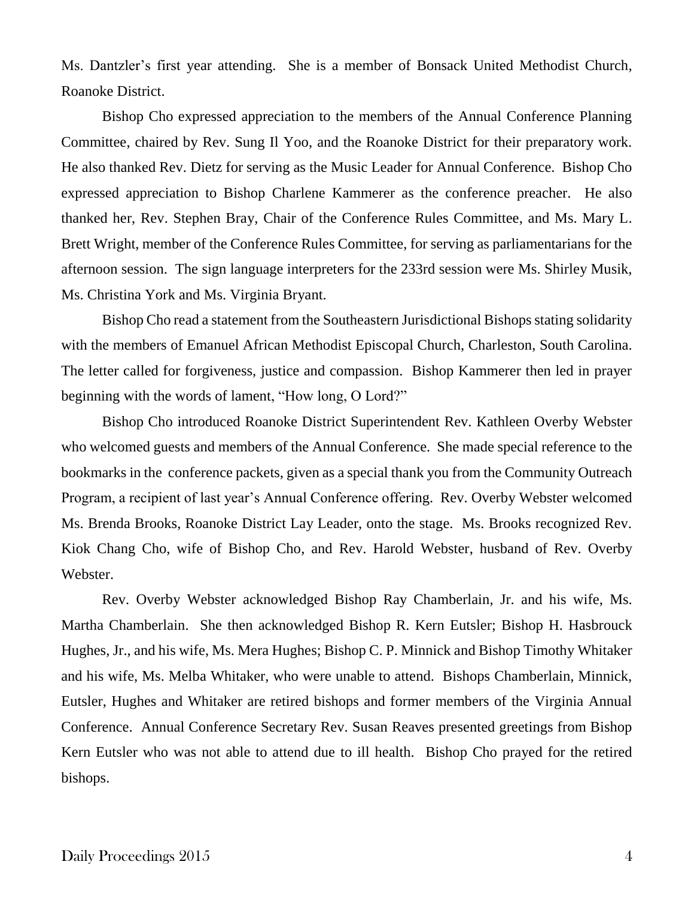Ms. Dantzler's first year attending. She is a member of Bonsack United Methodist Church, Roanoke District.

Bishop Cho expressed appreciation to the members of the Annual Conference Planning Committee, chaired by Rev. Sung Il Yoo, and the Roanoke District for their preparatory work. He also thanked Rev. Dietz for serving as the Music Leader for Annual Conference. Bishop Cho expressed appreciation to Bishop Charlene Kammerer as the conference preacher. He also thanked her, Rev. Stephen Bray, Chair of the Conference Rules Committee, and Ms. Mary L. Brett Wright, member of the Conference Rules Committee, for serving as parliamentarians for the afternoon session. The sign language interpreters for the 233rd session were Ms. Shirley Musik, Ms. Christina York and Ms. Virginia Bryant.

Bishop Cho read a statement from the Southeastern Jurisdictional Bishops stating solidarity with the members of Emanuel African Methodist Episcopal Church, Charleston, South Carolina. The letter called for forgiveness, justice and compassion. Bishop Kammerer then led in prayer beginning with the words of lament, "How long, O Lord?"

Bishop Cho introduced Roanoke District Superintendent Rev. Kathleen Overby Webster who welcomed guests and members of the Annual Conference. She made special reference to the bookmarks in the conference packets, given as a special thank you from the Community Outreach Program, a recipient of last year's Annual Conference offering. Rev. Overby Webster welcomed Ms. Brenda Brooks, Roanoke District Lay Leader, onto the stage. Ms. Brooks recognized Rev. Kiok Chang Cho, wife of Bishop Cho, and Rev. Harold Webster, husband of Rev. Overby Webster.

Rev. Overby Webster acknowledged Bishop Ray Chamberlain, Jr. and his wife, Ms. Martha Chamberlain. She then acknowledged Bishop R. Kern Eutsler; Bishop H. Hasbrouck Hughes, Jr., and his wife, Ms. Mera Hughes; Bishop C. P. Minnick and Bishop Timothy Whitaker and his wife, Ms. Melba Whitaker, who were unable to attend. Bishops Chamberlain, Minnick, Eutsler, Hughes and Whitaker are retired bishops and former members of the Virginia Annual Conference. Annual Conference Secretary Rev. Susan Reaves presented greetings from Bishop Kern Eutsler who was not able to attend due to ill health. Bishop Cho prayed for the retired bishops.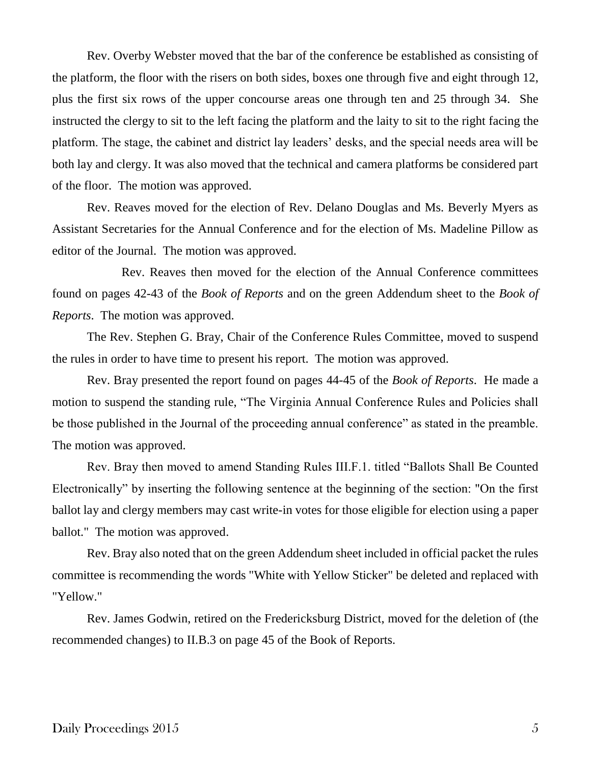Rev. Overby Webster moved that the bar of the conference be established as consisting of the platform, the floor with the risers on both sides, boxes one through five and eight through 12, plus the first six rows of the upper concourse areas one through ten and 25 through 34. She instructed the clergy to sit to the left facing the platform and the laity to sit to the right facing the platform. The stage, the cabinet and district lay leaders' desks, and the special needs area will be both lay and clergy. It was also moved that the technical and camera platforms be considered part of the floor. The motion was approved.

Rev. Reaves moved for the election of Rev. Delano Douglas and Ms. Beverly Myers as Assistant Secretaries for the Annual Conference and for the election of Ms. Madeline Pillow as editor of the Journal. The motion was approved.

Rev. Reaves then moved for the election of the Annual Conference committees found on pages 42-43 of the *Book of Reports* and on the green Addendum sheet to the *Book of Reports*. The motion was approved.

The Rev. Stephen G. Bray, Chair of the Conference Rules Committee, moved to suspend the rules in order to have time to present his report. The motion was approved.

Rev. Bray presented the report found on pages 44-45 of the *Book of Reports*. He made a motion to suspend the standing rule, "The Virginia Annual Conference Rules and Policies shall be those published in the Journal of the proceeding annual conference" as stated in the preamble. The motion was approved.

Rev. Bray then moved to amend Standing Rules III.F.1. titled "Ballots Shall Be Counted Electronically" by inserting the following sentence at the beginning of the section: "On the first ballot lay and clergy members may cast write-in votes for those eligible for election using a paper ballot." The motion was approved.

Rev. Bray also noted that on the green Addendum sheet included in official packet the rules committee is recommending the words "White with Yellow Sticker" be deleted and replaced with "Yellow."

Rev. James Godwin, retired on the Fredericksburg District, moved for the deletion of (the recommended changes) to II.B.3 on page 45 of the Book of Reports.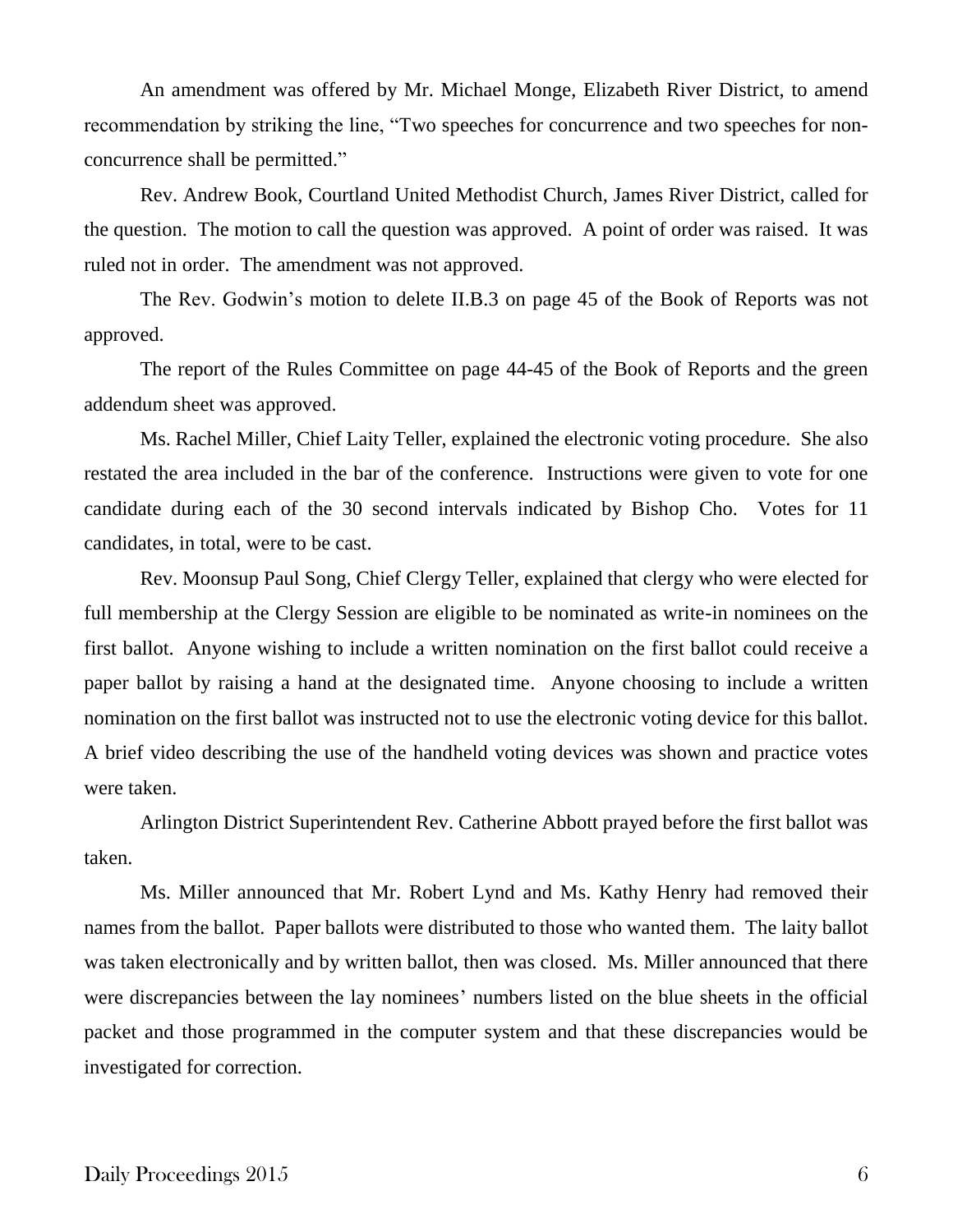An amendment was offered by Mr. Michael Monge, Elizabeth River District, to amend recommendation by striking the line, "Two speeches for concurrence and two speeches for non-concurrence shall be permitted."

Rev. Andrew Book, Courtland United Methodist Church, James River District, called for the question. The motion to call the question was approved. A point of order was raised. It was ruled not in order. The amendment was not approved.

The Rev. Godwin's motion to delete II.B.3 on page 45 of the Book of Reports was not approved.

The report of the Rules Committee on page 44-45 of the Book of Reports and the green addendum sheet was approved.

Ms. Rachel Miller, Chief Laity Teller, explained the electronic voting procedure. She also restated the area included in the bar of the conference. Instructions were given to vote for one candidate during each of the 30 second intervals indicated by Bishop Cho. Votes for 11 candidates, in total, were to be cast.

Rev. Moonsup Paul Song, Chief Clergy Teller, explained that clergy who were elected for full membership at the Clergy Session are eligible to be nominated as write-in nominees on the first ballot. Anyone wishing to include a written nomination on the first ballot could receive a paper ballot by raising a hand at the designated time. Anyone choosing to include a written nomination on the first ballot was instructed not to use the electronic voting device for this ballot. A brief video describing the use of the handheld voting devices was shown and practice votes were taken.

Arlington District Superintendent Rev. Catherine Abbott prayed before the first ballot was taken.

Ms. Miller announced that Mr. Robert Lynd and Ms. Kathy Henry had removed their names from the ballot. Paper ballots were distributed to those who wanted them. The laity ballot was taken electronically and by written ballot, then was closed. Ms. Miller announced that there were discrepancies between the lay nominees' numbers listed on the blue sheets in the official packet and those programmed in the computer system and that these discrepancies would be investigated for correction.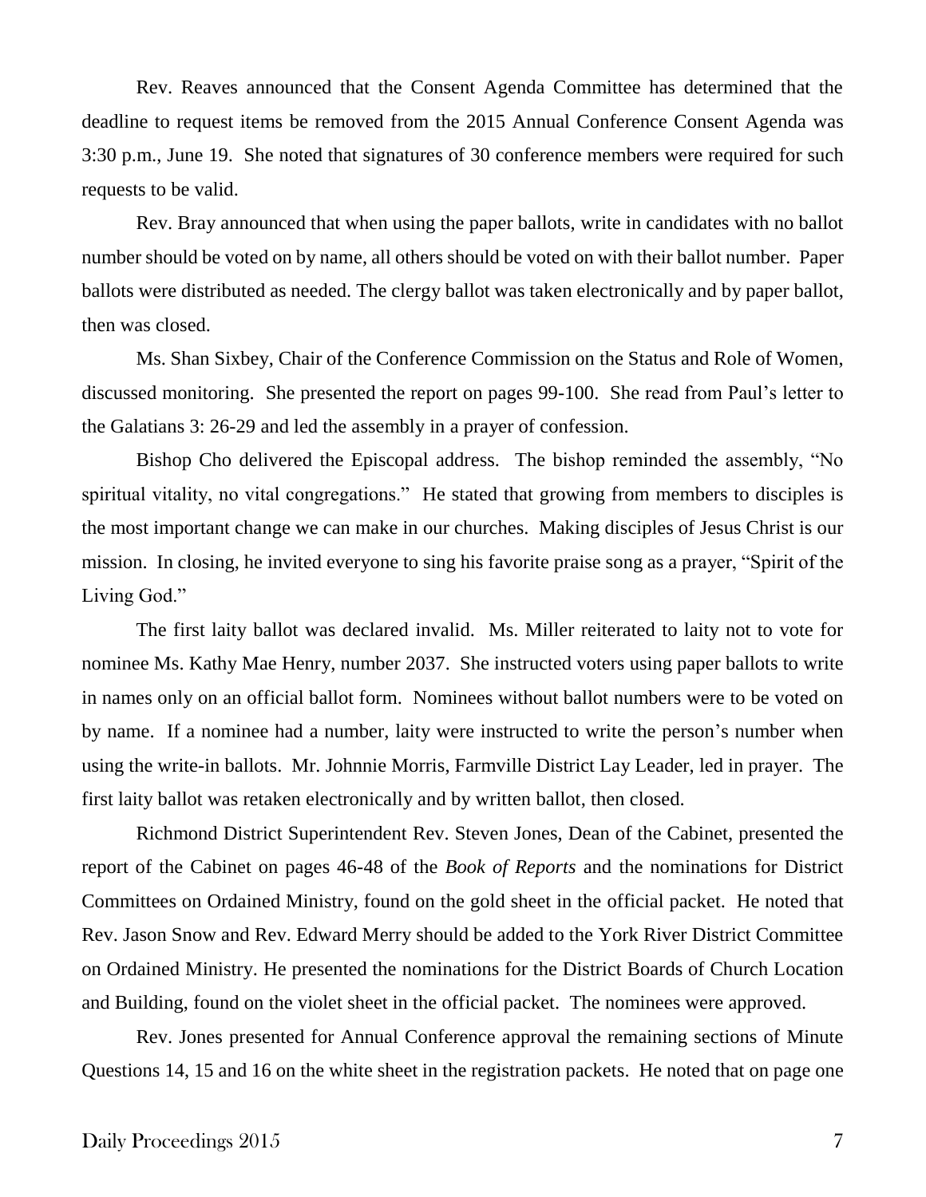Rev. Reaves announced that the Consent Agenda Committee has determined that the deadline to request items be removed from the 2015 Annual Conference Consent Agenda was 3:30 p.m., June 19. She noted that signatures of 30 conference members were required for such requests to be valid.

Rev. Bray announced that when using the paper ballots, write in candidates with no ballot number should be voted on by name, all others should be voted on with their ballot number. Paper ballots were distributed as needed. The clergy ballot was taken electronically and by paper ballot, then was closed.

Ms. Shan Sixbey, Chair of the Conference Commission on the Status and Role of Women, discussed monitoring. She presented the report on pages 99-100. She read from Paul's letter to the Galatians 3: 26-29 and led the assembly in a prayer of confession.

Bishop Cho delivered the Episcopal address. The bishop reminded the assembly, "No spiritual vitality, no vital congregations." He stated that growing from members to disciples is the most important change we can make in our churches. Making disciples of Jesus Christ is our mission. In closing, he invited everyone to sing his favorite praise song as a prayer, "Spirit of the Living God."

The first laity ballot was declared invalid. Ms. Miller reiterated to laity not to vote for nominee Ms. Kathy Mae Henry, number 2037. She instructed voters using paper ballots to write in names only on an official ballot form. Nominees without ballot numbers were to be voted on by name. If a nominee had a number, laity were instructed to write the person's number when using the write-in ballots. Mr. Johnnie Morris, Farmville District Lay Leader, led in prayer. The first laity ballot was retaken electronically and by written ballot, then closed.

Richmond District Superintendent Rev. Steven Jones, Dean of the Cabinet, presented the report of the Cabinet on pages 46-48 of the *Book of Reports* and the nominations for District Committees on Ordained Ministry, found on the gold sheet in the official packet. He noted that Rev. Jason Snow and Rev. Edward Merry should be added to the York River District Committee on Ordained Ministry. He presented the nominations for the District Boards of Church Location and Building, found on the violet sheet in the official packet. The nominees were approved.

Rev. Jones presented for Annual Conference approval the remaining sections of Minute Questions 14, 15 and 16 on the white sheet in the registration packets. He noted that on page one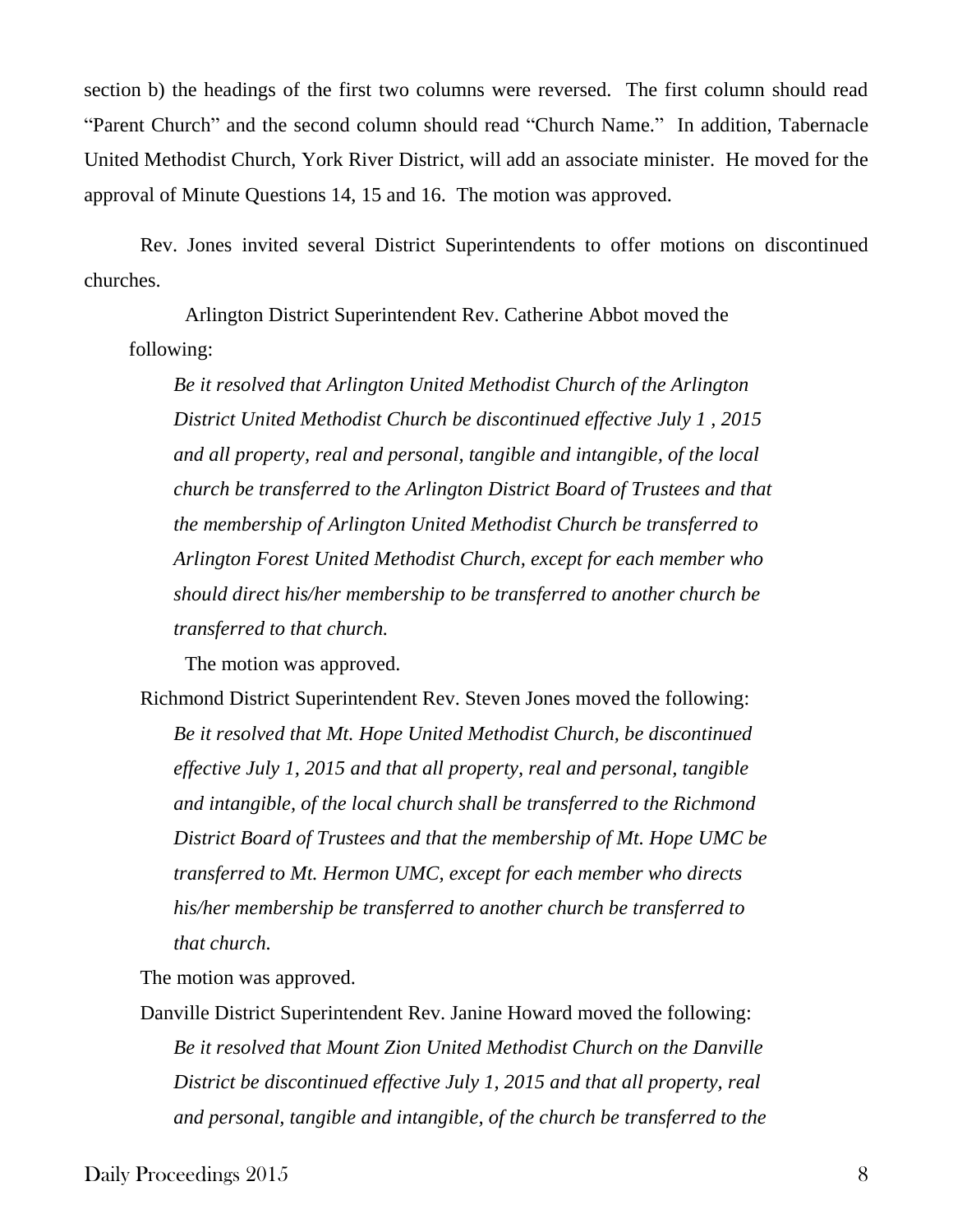section b) the headings of the first two columns were reversed. The first column should read "Parent Church" and the second column should read "Church Name." In addition, Tabernacle United Methodist Church, York River District, will add an associate minister. He moved for the approval of Minute Questions 14, 15 and 16. The motion was approved.

Rev. Jones invited several District Superintendents to offer motions on discontinued churches.

Arlington District Superintendent Rev. Catherine Abbot moved the following:

*Be it resolved that Arlington United Methodist Church of the Arlington District United Methodist Church be discontinued effective July 1 , 2015 and all property, real and personal, tangible and intangible, of the local church be transferred to the Arlington District Board of Trustees and that the membership of Arlington United Methodist Church be transferred to Arlington Forest United Methodist Church, except for each member who should direct his/her membership to be transferred to another church be transferred to that church.*

The motion was approved.

Richmond District Superintendent Rev. Steven Jones moved the following:

*Be it resolved that Mt. Hope United Methodist Church, be discontinued effective July 1, 2015 and that all property, real and personal, tangible and intangible, of the local church shall be transferred to the Richmond District Board of Trustees and that the membership of Mt. Hope UMC be transferred to Mt. Hermon UMC, except for each member who directs his/her membership be transferred to another church be transferred to that church.*

The motion was approved.

Danville District Superintendent Rev. Janine Howard moved the following:

*Be it resolved that Mount Zion United Methodist Church on the Danville District be discontinued effective July 1, 2015 and that all property, real and personal, tangible and intangible, of the church be transferred to the*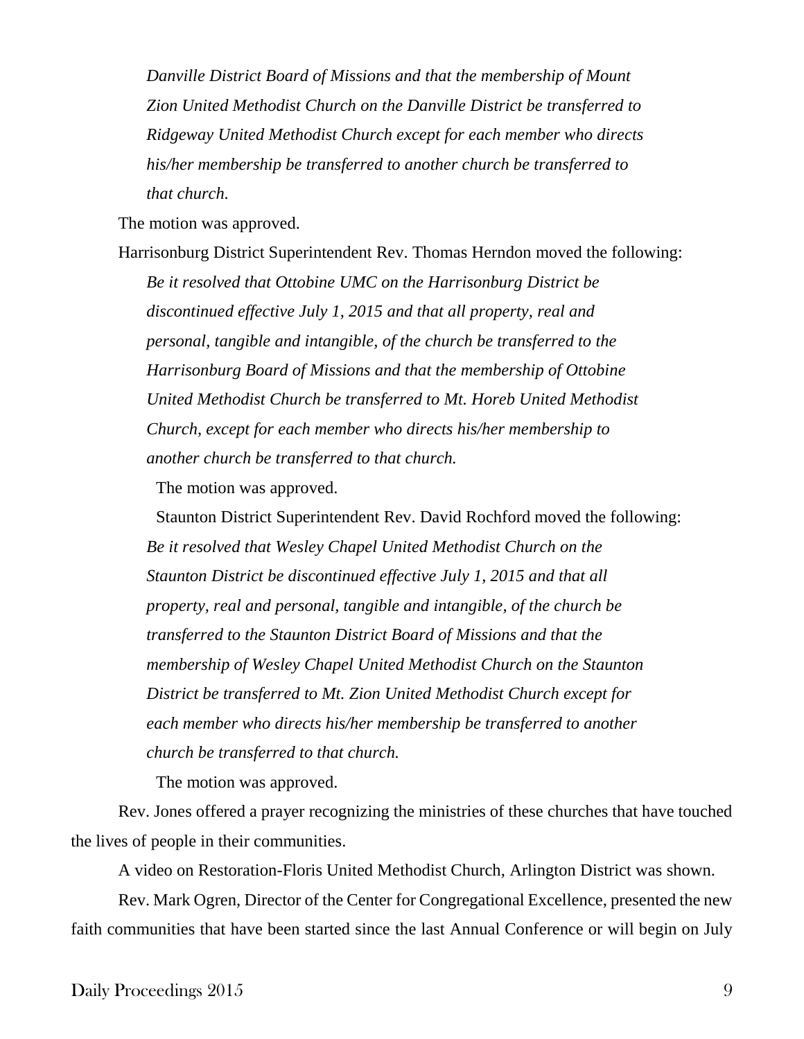*Danville District Board of Missions and that the membership of Mount Zion United Methodist Church on the Danville District be transferred to Ridgeway United Methodist Church except for each member who directs his/her membership be transferred to another church be transferred to that church.*

The motion was approved.

Harrisonburg District Superintendent Rev. Thomas Herndon moved the following:

*Be it resolved that Ottobine UMC on the Harrisonburg District be discontinued effective July 1, 2015 and that all property, real and personal, tangible and intangible, of the church be transferred to the Harrisonburg Board of Missions and that the membership of Ottobine United Methodist Church be transferred to Mt. Horeb United Methodist Church, except for each member who directs his/her membership to another church be transferred to that church.*

The motion was approved.

Staunton District Superintendent Rev. David Rochford moved the following:

*Be it resolved that Wesley Chapel United Methodist Church on the Staunton District be discontinued effective July 1, 2015 and that all property, real and personal, tangible and intangible, of the church be transferred to the Staunton District Board of Missions and that the membership of Wesley Chapel United Methodist Church on the Staunton District be transferred to Mt. Zion United Methodist Church except for each member who directs his/her membership be transferred to another church be transferred to that church.*

The motion was approved.

Rev. Jones offered a prayer recognizing the ministries of these churches that have touched the lives of people in their communities.

A video on Restoration-Floris United Methodist Church, Arlington District was shown.

Rev. Mark Ogren, Director of the Center for Congregational Excellence, presented the new faith communities that have been started since the last Annual Conference or will begin on July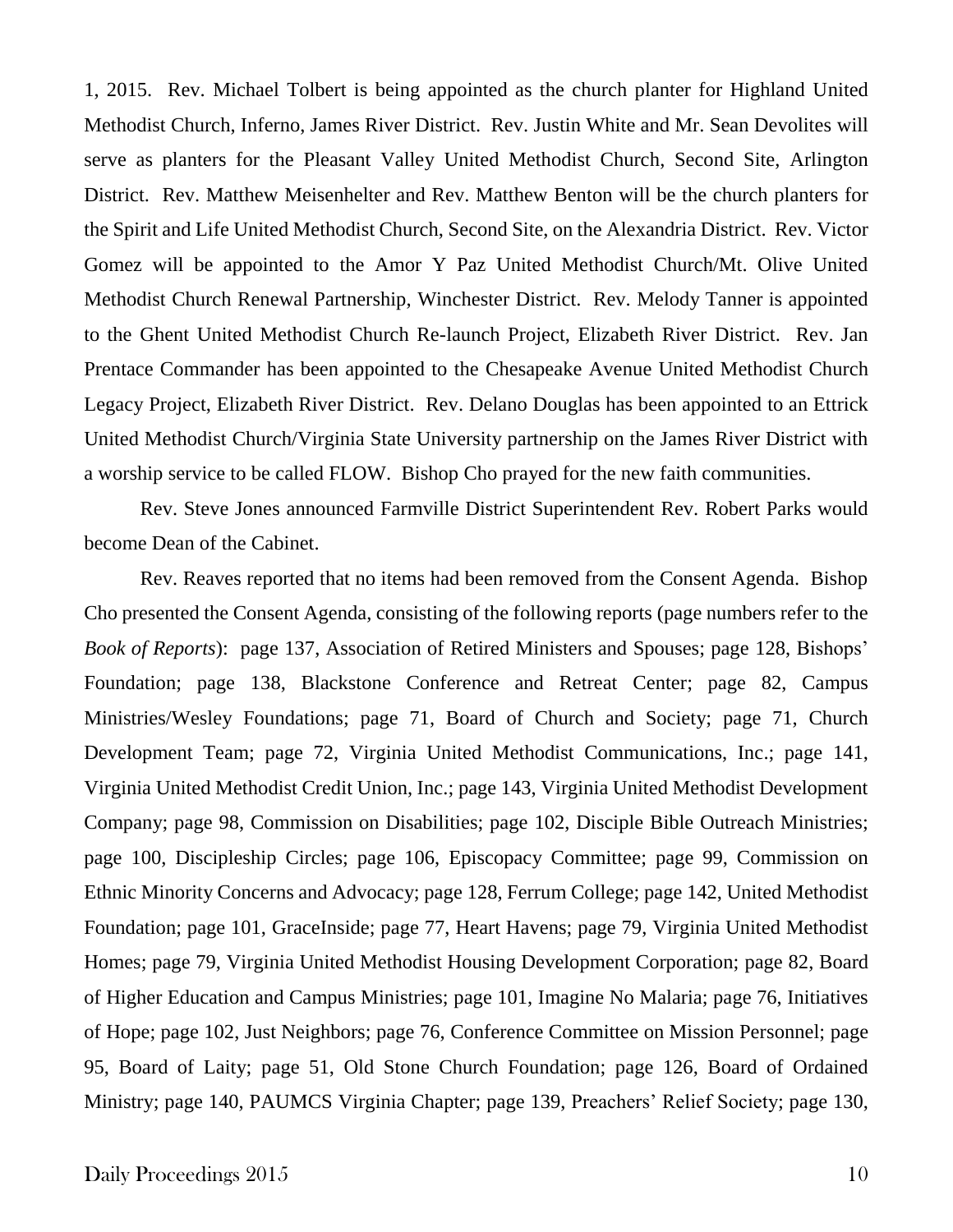1, 2015. Rev. Michael Tolbert is being appointed as the church planter for Highland United Methodist Church, Inferno, James River District. Rev. Justin White and Mr. Sean Devolites will serve as planters for the Pleasant Valley United Methodist Church, Second Site, Arlington District. Rev. Matthew Meisenhelter and Rev. Matthew Benton will be the church planters for the Spirit and Life United Methodist Church, Second Site, on the Alexandria District. Rev. Victor Gomez will be appointed to the Amor Y Paz United Methodist Church/Mt. Olive United Methodist Church Renewal Partnership, Winchester District. Rev. Melody Tanner is appointed to the Ghent United Methodist Church Re-launch Project, Elizabeth River District. Rev. Jan Prentace Commander has been appointed to the Chesapeake Avenue United Methodist Church Legacy Project, Elizabeth River District. Rev. Delano Douglas has been appointed to an Ettrick United Methodist Church/Virginia State University partnership on the James River District with a worship service to be called FLOW. Bishop Cho prayed for the new faith communities.

Rev. Steve Jones announced Farmville District Superintendent Rev. Robert Parks would become Dean of the Cabinet.

Rev. Reaves reported that no items had been removed from the Consent Agenda. Bishop Cho presented the Consent Agenda, consisting of the following reports (page numbers refer to the *Book of Reports*): page 137, Association of Retired Ministers and Spouses; page 128, Bishops' Foundation; page 138, Blackstone Conference and Retreat Center; page 82, Campus Ministries/Wesley Foundations; page 71, Board of Church and Society; page 71, Church Development Team; page 72, Virginia United Methodist Communications, Inc.; page 141, Virginia United Methodist Credit Union, Inc.; page 143, Virginia United Methodist Development Company; page 98, Commission on Disabilities; page 102, Disciple Bible Outreach Ministries; page 100, Discipleship Circles; page 106, Episcopacy Committee; page 99, Commission on Ethnic Minority Concerns and Advocacy; page 128, Ferrum College; page 142, United Methodist Foundation; page 101, GraceInside; page 77, Heart Havens; page 79, Virginia United Methodist Homes; page 79, Virginia United Methodist Housing Development Corporation; page 82, Board of Higher Education and Campus Ministries; page 101, Imagine No Malaria; page 76, Initiatives of Hope; page 102, Just Neighbors; page 76, Conference Committee on Mission Personnel; page 95, Board of Laity; page 51, Old Stone Church Foundation; page 126, Board of Ordained Ministry; page 140, PAUMCS Virginia Chapter; page 139, Preachers' Relief Society; page 130,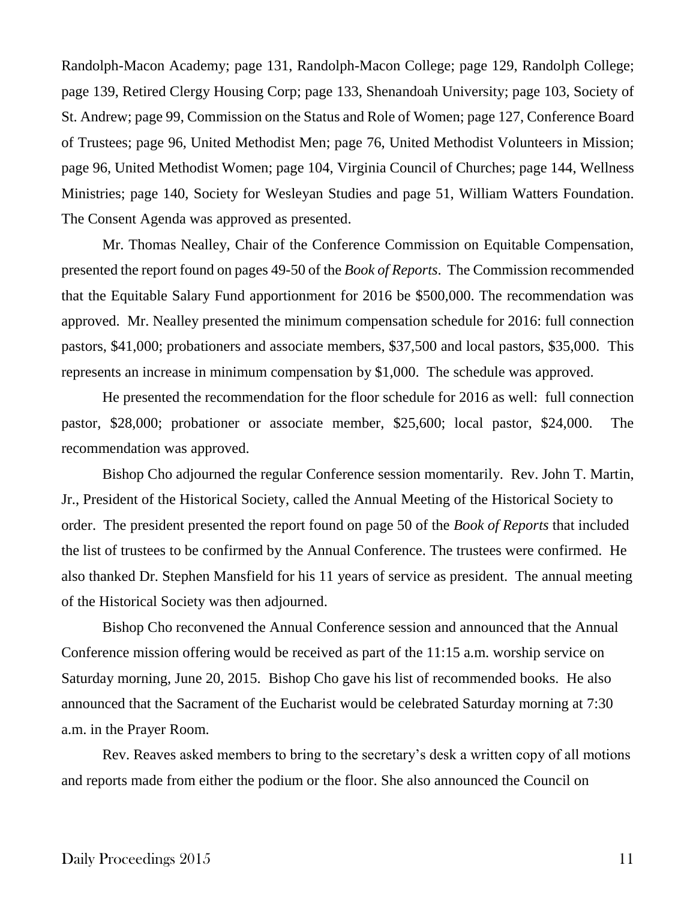Randolph-Macon Academy; page 131, Randolph-Macon College; page 129, Randolph College; page 139, Retired Clergy Housing Corp; page 133, Shenandoah University; page 103, Society of St. Andrew; page 99, Commission on the Status and Role of Women; page 127, Conference Board of Trustees; page 96, United Methodist Men; page 76, United Methodist Volunteers in Mission; page 96, United Methodist Women; page 104, Virginia Council of Churches; page 144, Wellness Ministries; page 140, Society for Wesleyan Studies and page 51, William Watters Foundation. The Consent Agenda was approved as presented.

Mr. Thomas Nealley, Chair of the Conference Commission on Equitable Compensation, presented the report found on pages 49-50 of the *Book of Reports*. The Commission recommended that the Equitable Salary Fund apportionment for 2016 be $500,000. The recommendation was approved. Mr. Nealley presented the minimum compensation schedule for 2016: full connection pastors, $41,000; probationers and associate members, $37,500 and local pastors, $35,000. This represents an increase in minimum compensation by $1,000. The schedule was approved.

He presented the recommendation for the floor schedule for 2016 as well: full connection pastor, $28,000; probationer or associate member, $25,600; local pastor, $24,000. The recommendation was approved.

Bishop Cho adjourned the regular Conference session momentarily. Rev. John T. Martin, Jr., President of the Historical Society, called the Annual Meeting of the Historical Society to order. The president presented the report found on page 50 of the *Book of Reports* that included the list of trustees to be confirmed by the Annual Conference. The trustees were confirmed. He also thanked Dr. Stephen Mansfield for his 11 years of service as president. The annual meeting of the Historical Society was then adjourned.

Bishop Cho reconvened the Annual Conference session and announced that the Annual Conference mission offering would be received as part of the 11:15 a.m. worship service on Saturday morning, June 20, 2015. Bishop Cho gave his list of recommended books. He also announced that the Sacrament of the Eucharist would be celebrated Saturday morning at 7:30 a.m. in the Prayer Room.

Rev. Reaves asked members to bring to the secretary's desk a written copy of all motions and reports made from either the podium or the floor. She also announced the Council on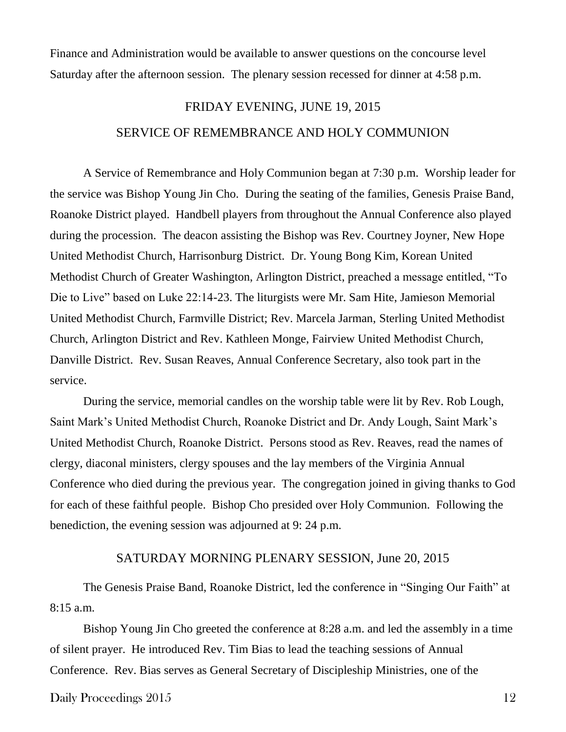Finance and Administration would be available to answer questions on the concourse level Saturday after the afternoon session. The plenary session recessed for dinner at 4:58 p.m.

## FRIDAY EVENING, JUNE 19, 2015

## SERVICE OF REMEMBRANCE AND HOLY COMMUNION

A Service of Remembrance and Holy Communion began at 7:30 p.m. Worship leader for the service was Bishop Young Jin Cho. During the seating of the families, Genesis Praise Band, Roanoke District played. Handbell players from throughout the Annual Conference also played during the procession. The deacon assisting the Bishop was Rev. Courtney Joyner, New Hope United Methodist Church, Harrisonburg District. Dr. Young Bong Kim, Korean United Methodist Church of Greater Washington, Arlington District, preached a message entitled, "To Die to Live" based on Luke 22:14-23. The liturgists were Mr. Sam Hite, Jamieson Memorial United Methodist Church, Farmville District; Rev. Marcela Jarman, Sterling United Methodist Church, Arlington District and Rev. Kathleen Monge, Fairview United Methodist Church, Danville District. Rev. Susan Reaves, Annual Conference Secretary, also took part in the service.

During the service, memorial candles on the worship table were lit by Rev. Rob Lough, Saint Mark's United Methodist Church, Roanoke District and Dr. Andy Lough, Saint Mark's United Methodist Church, Roanoke District. Persons stood as Rev. Reaves, read the names of clergy, diaconal ministers, clergy spouses and the lay members of the Virginia Annual Conference who died during the previous year. The congregation joined in giving thanks to God for each of these faithful people. Bishop Cho presided over Holy Communion. Following the benediction, the evening session was adjourned at 9: 24 p.m.

## SATURDAY MORNING PLENARY SESSION, June 20, 2015

The Genesis Praise Band, Roanoke District, led the conference in "Singing Our Faith" at 8:15 a.m.

Bishop Young Jin Cho greeted the conference at 8:28 a.m. and led the assembly in a time of silent prayer. He introduced Rev. Tim Bias to lead the teaching sessions of Annual Conference. Rev. Bias serves as General Secretary of Discipleship Ministries, one of the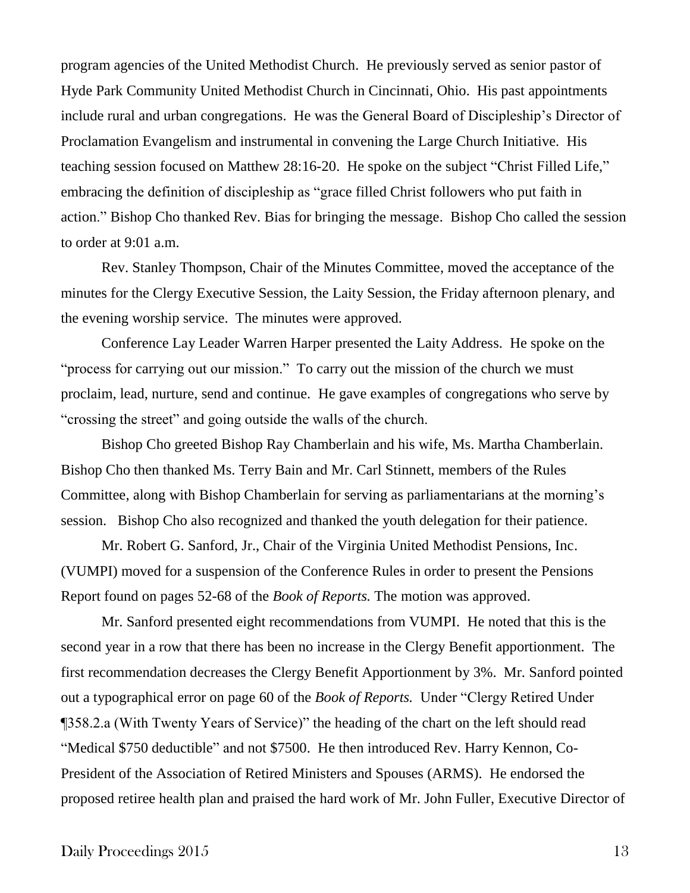program agencies of the United Methodist Church. He previously served as senior pastor of Hyde Park Community United Methodist Church in Cincinnati, Ohio. His past appointments include rural and urban congregations. He was the General Board of Discipleship's Director of Proclamation Evangelism and instrumental in convening the Large Church Initiative. His teaching session focused on Matthew 28:16-20. He spoke on the subject "Christ Filled Life," embracing the definition of discipleship as "grace filled Christ followers who put faith in action." Bishop Cho thanked Rev. Bias for bringing the message. Bishop Cho called the session to order at 9:01 a.m.

Rev. Stanley Thompson, Chair of the Minutes Committee, moved the acceptance of the minutes for the Clergy Executive Session, the Laity Session, the Friday afternoon plenary, and the evening worship service. The minutes were approved.

Conference Lay Leader Warren Harper presented the Laity Address. He spoke on the "process for carrying out our mission." To carry out the mission of the church we must proclaim, lead, nurture, send and continue. He gave examples of congregations who serve by "crossing the street" and going outside the walls of the church.

Bishop Cho greeted Bishop Ray Chamberlain and his wife, Ms. Martha Chamberlain. Bishop Cho then thanked Ms. Terry Bain and Mr. Carl Stinnett, members of the Rules Committee, along with Bishop Chamberlain for serving as parliamentarians at the morning's session. Bishop Cho also recognized and thanked the youth delegation for their patience.

Mr. Robert G. Sanford, Jr., Chair of the Virginia United Methodist Pensions, Inc. (VUMPI) moved for a suspension of the Conference Rules in order to present the Pensions Report found on pages 52-68 of the *Book of Reports.* The motion was approved.

Mr. Sanford presented eight recommendations from VUMPI. He noted that this is the second year in a row that there has been no increase in the Clergy Benefit apportionment. The first recommendation decreases the Clergy Benefit Apportionment by 3%. Mr. Sanford pointed out a typographical error on page 60 of the *Book of Reports.* Under "Clergy Retired Under ¶358.2.a (With Twenty Years of Service)" the heading of the chart on the left should read "Medical $750 deductible" and not $7500. He then introduced Rev. Harry Kennon, Co-President of the Association of Retired Ministers and Spouses (ARMS). He endorsed the proposed retiree health plan and praised the hard work of Mr. John Fuller, Executive Director of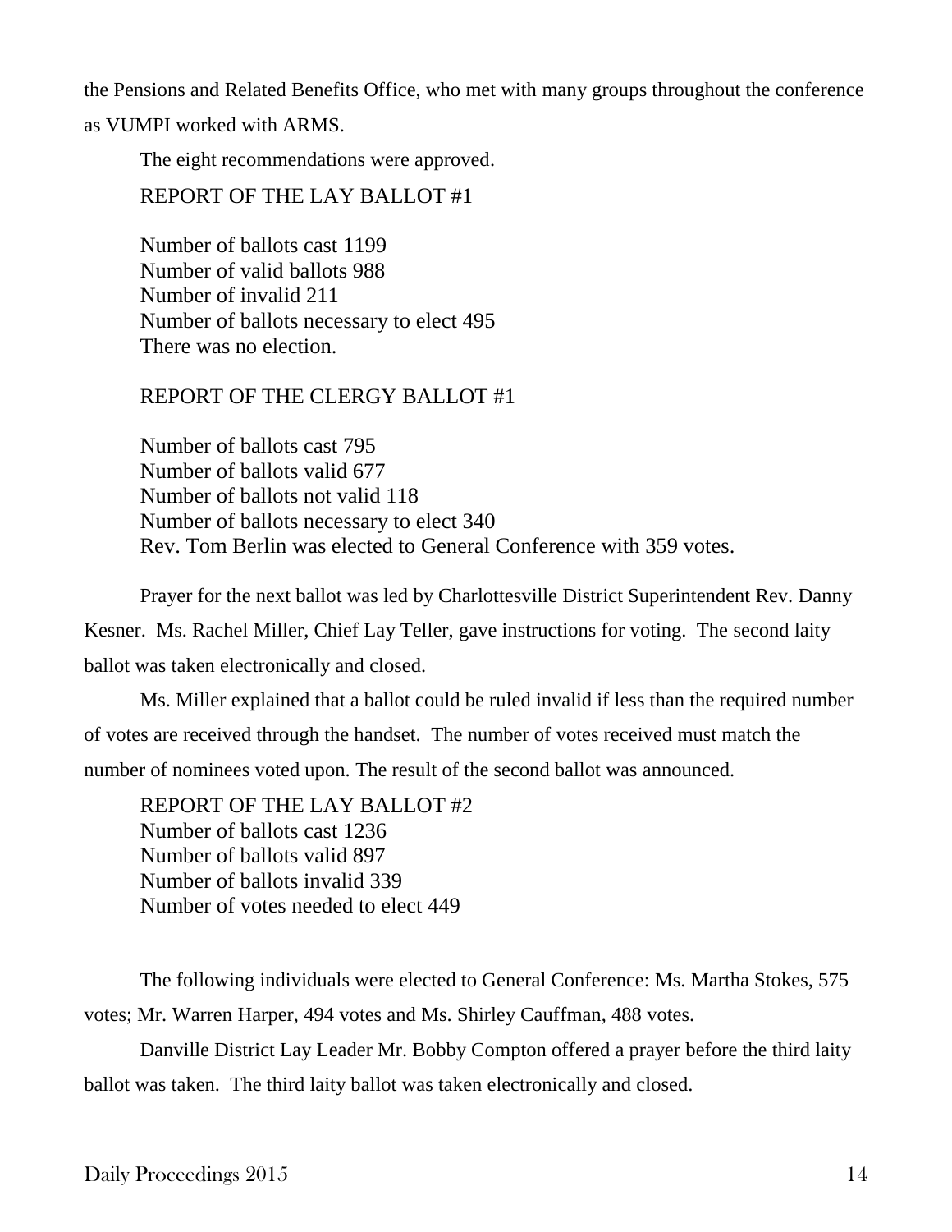the Pensions and Related Benefits Office, who met with many groups throughout the conference as VUMPI worked with ARMS.

The eight recommendations were approved.

REPORT OF THE LAY BALLOT #1

Number of ballots cast 1199
Number of valid ballots 988
Number of invalid 211
Number of ballots necessary to elect 495
There was no election.

REPORT OF THE CLERGY BALLOT #1

Number of ballots cast 795
Number of ballots valid 677
Number of ballots not valid 118
Number of ballots necessary to elect 340
Rev. Tom Berlin was elected to General Conference with 359 votes.

Prayer for the next ballot was led by Charlottesville District Superintendent Rev. Danny Kesner. Ms. Rachel Miller, Chief Lay Teller, gave instructions for voting. The second laity ballot was taken electronically and closed.

Ms. Miller explained that a ballot could be ruled invalid if less than the required number of votes are received through the handset. The number of votes received must match the number of nominees voted upon. The result of the second ballot was announced.

REPORT OF THE LAY BALLOT #2
Number of ballots cast 1236
Number of ballots valid 897
Number of ballots invalid 339
Number of votes needed to elect 449

The following individuals were elected to General Conference: Ms. Martha Stokes, 575 votes; Mr. Warren Harper, 494 votes and Ms. Shirley Cauffman, 488 votes.

Danville District Lay Leader Mr. Bobby Compton offered a prayer before the third laity ballot was taken. The third laity ballot was taken electronically and closed.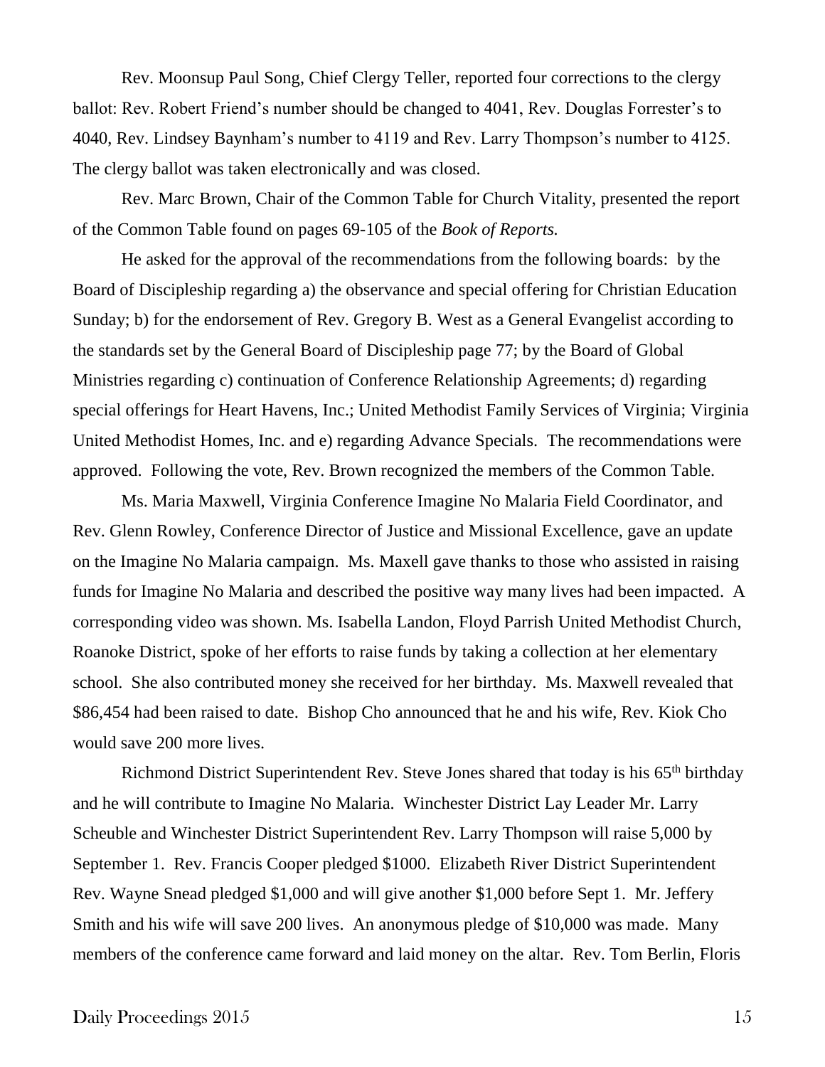Rev. Moonsup Paul Song, Chief Clergy Teller, reported four corrections to the clergy ballot: Rev. Robert Friend's number should be changed to 4041, Rev. Douglas Forrester's to 4040, Rev. Lindsey Baynham's number to 4119 and Rev. Larry Thompson's number to 4125. The clergy ballot was taken electronically and was closed.

Rev. Marc Brown, Chair of the Common Table for Church Vitality, presented the report of the Common Table found on pages 69-105 of the *Book of Reports.*

He asked for the approval of the recommendations from the following boards: by the Board of Discipleship regarding a) the observance and special offering for Christian Education Sunday; b) for the endorsement of Rev. Gregory B. West as a General Evangelist according to the standards set by the General Board of Discipleship page 77; by the Board of Global Ministries regarding c) continuation of Conference Relationship Agreements; d) regarding special offerings for Heart Havens, Inc.; United Methodist Family Services of Virginia; Virginia United Methodist Homes, Inc. and e) regarding Advance Specials. The recommendations were approved. Following the vote, Rev. Brown recognized the members of the Common Table.

Ms. Maria Maxwell, Virginia Conference Imagine No Malaria Field Coordinator, and Rev. Glenn Rowley, Conference Director of Justice and Missional Excellence, gave an update on the Imagine No Malaria campaign. Ms. Maxell gave thanks to those who assisted in raising funds for Imagine No Malaria and described the positive way many lives had been impacted. A corresponding video was shown. Ms. Isabella Landon, Floyd Parrish United Methodist Church, Roanoke District, spoke of her efforts to raise funds by taking a collection at her elementary school. She also contributed money she received for her birthday. Ms. Maxwell revealed that $86,454 had been raised to date. Bishop Cho announced that he and his wife, Rev. Kiok Cho would save 200 more lives.

Richmond District Superintendent Rev. Steve Jones shared that today is his 65th birthday and he will contribute to Imagine No Malaria. Winchester District Lay Leader Mr. Larry Scheuble and Winchester District Superintendent Rev. Larry Thompson will raise 5,000 by September 1. Rev. Francis Cooper pledged $1000. Elizabeth River District Superintendent Rev. Wayne Snead pledged $1,000 and will give another $1,000 before Sept 1. Mr. Jeffery Smith and his wife will save 200 lives. An anonymous pledge of $10,000 was made. Many members of the conference came forward and laid money on the altar. Rev. Tom Berlin, Floris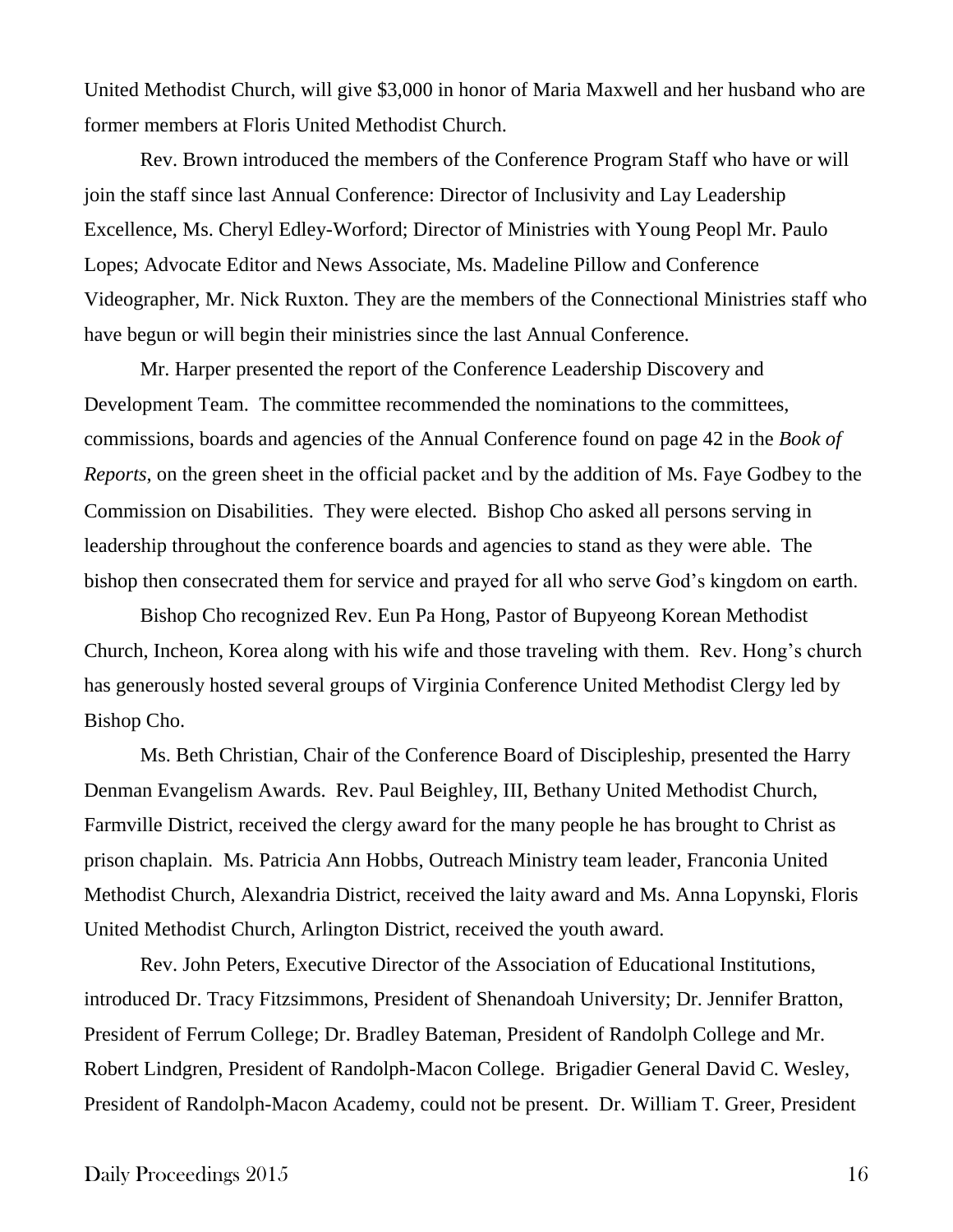United Methodist Church, will give $3,000 in honor of Maria Maxwell and her husband who are former members at Floris United Methodist Church.

Rev. Brown introduced the members of the Conference Program Staff who have or will join the staff since last Annual Conference: Director of Inclusivity and Lay Leadership Excellence, Ms. Cheryl Edley-Worford; Director of Ministries with Young Peopl Mr. Paulo Lopes; Advocate Editor and News Associate, Ms. Madeline Pillow and Conference Videographer, Mr. Nick Ruxton. They are the members of the Connectional Ministries staff who have begun or will begin their ministries since the last Annual Conference.

Mr. Harper presented the report of the Conference Leadership Discovery and Development Team. The committee recommended the nominations to the committees, commissions, boards and agencies of the Annual Conference found on page 42 in the *Book of Reports,* on the green sheet in the official packet and by the addition of Ms. Faye Godbey to the Commission on Disabilities. They were elected. Bishop Cho asked all persons serving in leadership throughout the conference boards and agencies to stand as they were able. The bishop then consecrated them for service and prayed for all who serve God's kingdom on earth.

Bishop Cho recognized Rev. Eun Pa Hong, Pastor of Bupyeong Korean Methodist Church, Incheon, Korea along with his wife and those traveling with them. Rev. Hong's church has generously hosted several groups of Virginia Conference United Methodist Clergy led by Bishop Cho.

Ms. Beth Christian, Chair of the Conference Board of Discipleship, presented the Harry Denman Evangelism Awards. Rev. Paul Beighley, III, Bethany United Methodist Church, Farmville District, received the clergy award for the many people he has brought to Christ as prison chaplain. Ms. Patricia Ann Hobbs, Outreach Ministry team leader, Franconia United Methodist Church, Alexandria District, received the laity award and Ms. Anna Lopynski, Floris United Methodist Church, Arlington District, received the youth award.

Rev. John Peters, Executive Director of the Association of Educational Institutions, introduced Dr. Tracy Fitzsimmons, President of Shenandoah University; Dr. Jennifer Bratton, President of Ferrum College; Dr. Bradley Bateman, President of Randolph College and Mr. Robert Lindgren, President of Randolph-Macon College. Brigadier General David C. Wesley, President of Randolph-Macon Academy, could not be present. Dr. William T. Greer, President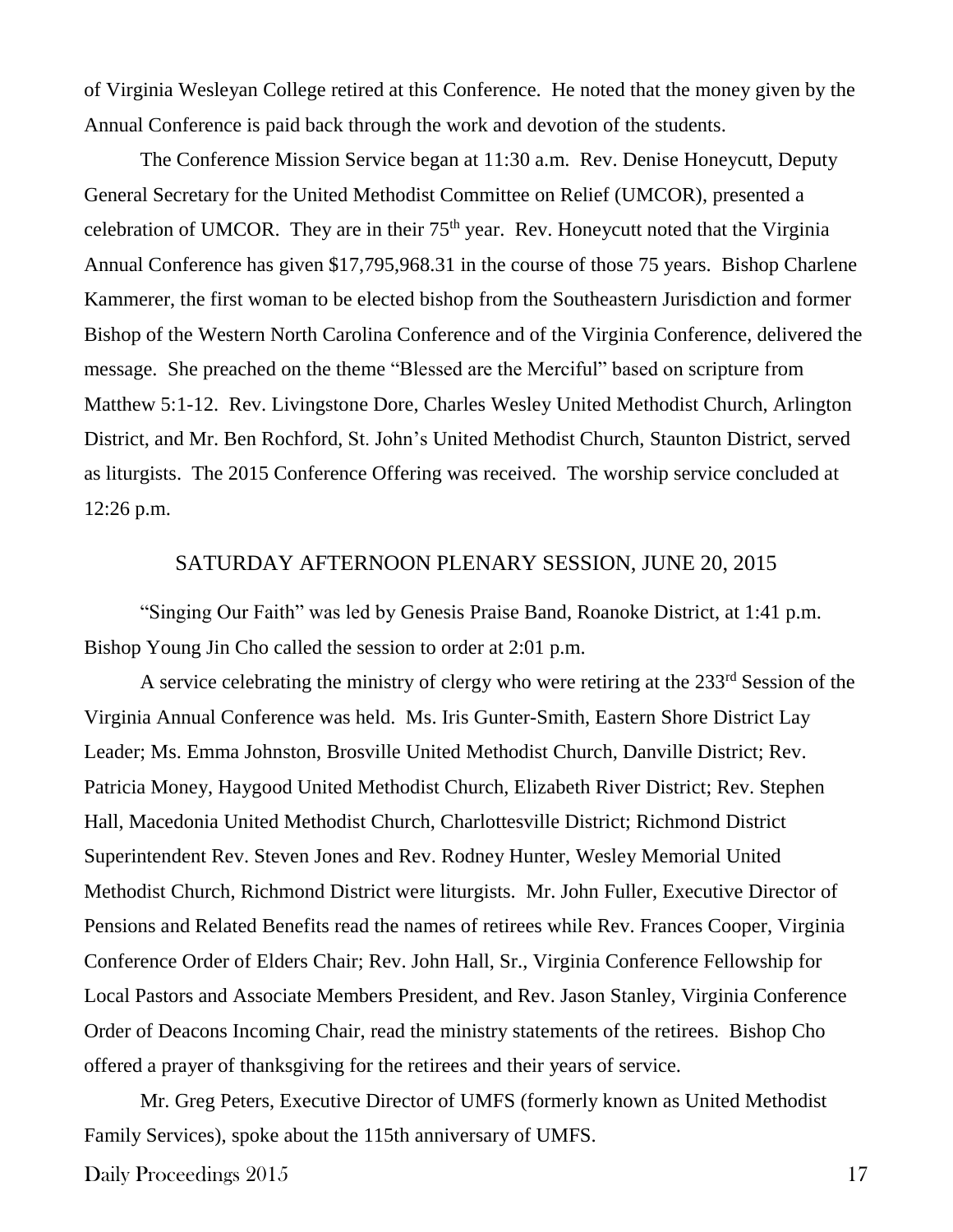of Virginia Wesleyan College retired at this Conference. He noted that the money given by the Annual Conference is paid back through the work and devotion of the students.

The Conference Mission Service began at 11:30 a.m. Rev. Denise Honeycutt, Deputy General Secretary for the United Methodist Committee on Relief (UMCOR), presented a celebration of UMCOR. They are in their 75th year. Rev. Honeycutt noted that the Virginia Annual Conference has given $17,795,968.31 in the course of those 75 years. Bishop Charlene Kammerer, the first woman to be elected bishop from the Southeastern Jurisdiction and former Bishop of the Western North Carolina Conference and of the Virginia Conference, delivered the message. She preached on the theme "Blessed are the Merciful" based on scripture from Matthew 5:1-12. Rev. Livingstone Dore, Charles Wesley United Methodist Church, Arlington District, and Mr. Ben Rochford, St. John's United Methodist Church, Staunton District, served as liturgists. The 2015 Conference Offering was received. The worship service concluded at 12:26 p.m.

## SATURDAY AFTERNOON PLENARY SESSION, JUNE 20, 2015

"Singing Our Faith" was led by Genesis Praise Band, Roanoke District, at 1:41 p.m. Bishop Young Jin Cho called the session to order at 2:01 p.m.

A service celebrating the ministry of clergy who were retiring at the 233rd Session of the Virginia Annual Conference was held. Ms. Iris Gunter-Smith, Eastern Shore District Lay Leader; Ms. Emma Johnston, Brosville United Methodist Church, Danville District; Rev. Patricia Money, Haygood United Methodist Church, Elizabeth River District; Rev. Stephen Hall, Macedonia United Methodist Church, Charlottesville District; Richmond District Superintendent Rev. Steven Jones and Rev. Rodney Hunter, Wesley Memorial United Methodist Church, Richmond District were liturgists. Mr. John Fuller, Executive Director of Pensions and Related Benefits read the names of retirees while Rev. Frances Cooper, Virginia Conference Order of Elders Chair; Rev. John Hall, Sr., Virginia Conference Fellowship for Local Pastors and Associate Members President, and Rev. Jason Stanley, Virginia Conference Order of Deacons Incoming Chair, read the ministry statements of the retirees. Bishop Cho offered a prayer of thanksgiving for the retirees and their years of service.

Mr. Greg Peters, Executive Director of UMFS (formerly known as United Methodist Family Services), spoke about the 115th anniversary of UMFS.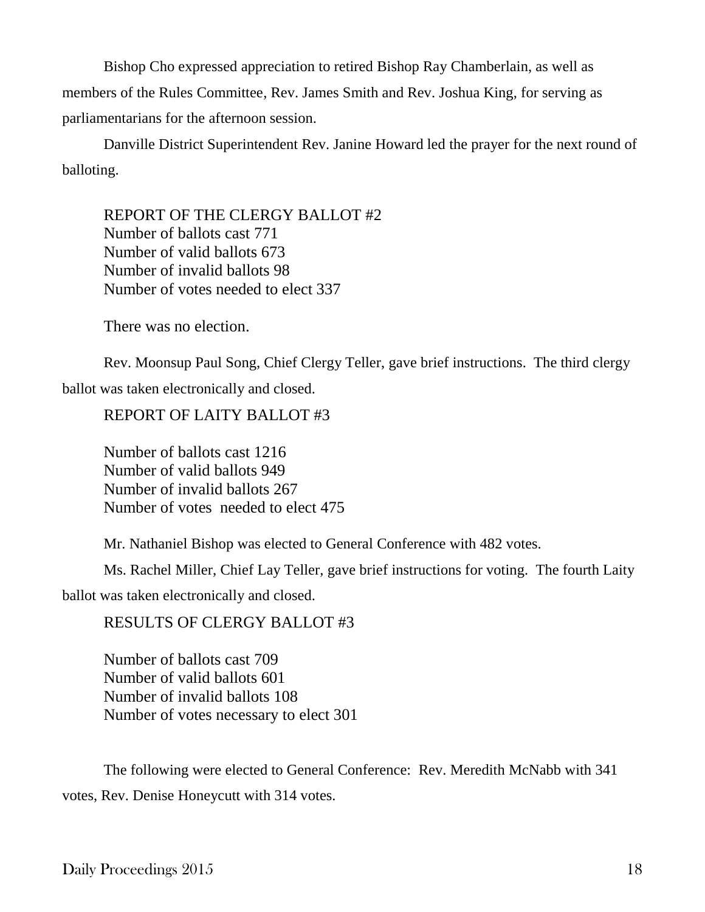Bishop Cho expressed appreciation to retired Bishop Ray Chamberlain, as well as members of the Rules Committee, Rev. James Smith and Rev. Joshua King, for serving as parliamentarians for the afternoon session.

Danville District Superintendent Rev. Janine Howard led the prayer for the next round of balloting.

REPORT OF THE CLERGY BALLOT #2
Number of ballots cast 771
Number of valid ballots 673
Number of invalid ballots 98
Number of votes needed to elect 337

There was no election.

Rev. Moonsup Paul Song, Chief Clergy Teller, gave brief instructions. The third clergy ballot was taken electronically and closed.

REPORT OF LAITY BALLOT #3

Number of ballots cast 1216
Number of valid ballots 949
Number of invalid ballots 267
Number of votes needed to elect 475

Mr. Nathaniel Bishop was elected to General Conference with 482 votes.

Ms. Rachel Miller, Chief Lay Teller, gave brief instructions for voting. The fourth Laity ballot was taken electronically and closed.

RESULTS OF CLERGY BALLOT #3

Number of ballots cast 709
Number of valid ballots 601
Number of invalid ballots 108
Number of votes necessary to elect 301

The following were elected to General Conference: Rev. Meredith McNabb with 341 votes, Rev. Denise Honeycutt with 314 votes.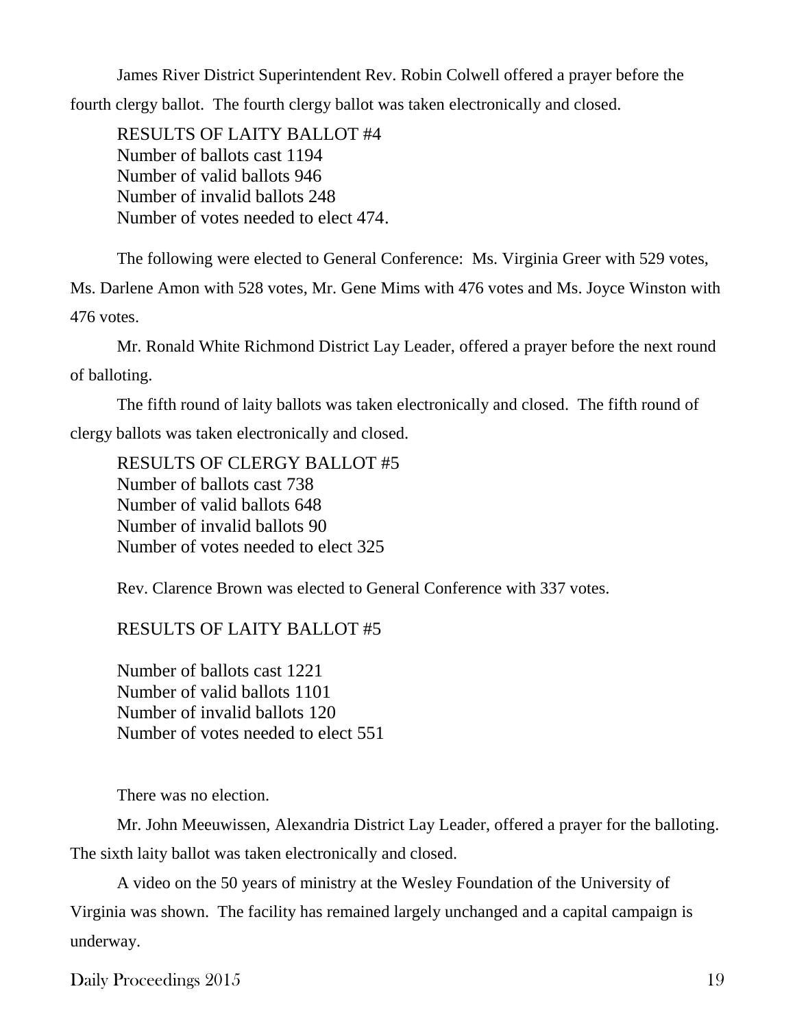James River District Superintendent Rev. Robin Colwell offered a prayer before the fourth clergy ballot. The fourth clergy ballot was taken electronically and closed.

RESULTS OF LAITY BALLOT #4
Number of ballots cast 1194
Number of valid ballots 946
Number of invalid ballots 248
Number of votes needed to elect 474.

The following were elected to General Conference: Ms. Virginia Greer with 529 votes, Ms. Darlene Amon with 528 votes, Mr. Gene Mims with 476 votes and Ms. Joyce Winston with 476 votes.

Mr. Ronald White Richmond District Lay Leader, offered a prayer before the next round of balloting.

The fifth round of laity ballots was taken electronically and closed. The fifth round of clergy ballots was taken electronically and closed.

RESULTS OF CLERGY BALLOT #5
Number of ballots cast 738
Number of valid ballots 648
Number of invalid ballots 90
Number of votes needed to elect 325

Rev. Clarence Brown was elected to General Conference with 337 votes.

RESULTS OF LAITY BALLOT #5

Number of ballots cast 1221
Number of valid ballots 1101
Number of invalid ballots 120
Number of votes needed to elect 551

There was no election.

Mr. John Meeuwissen, Alexandria District Lay Leader, offered a prayer for the balloting. The sixth laity ballot was taken electronically and closed.

A video on the 50 years of ministry at the Wesley Foundation of the University of Virginia was shown. The facility has remained largely unchanged and a capital campaign is underway.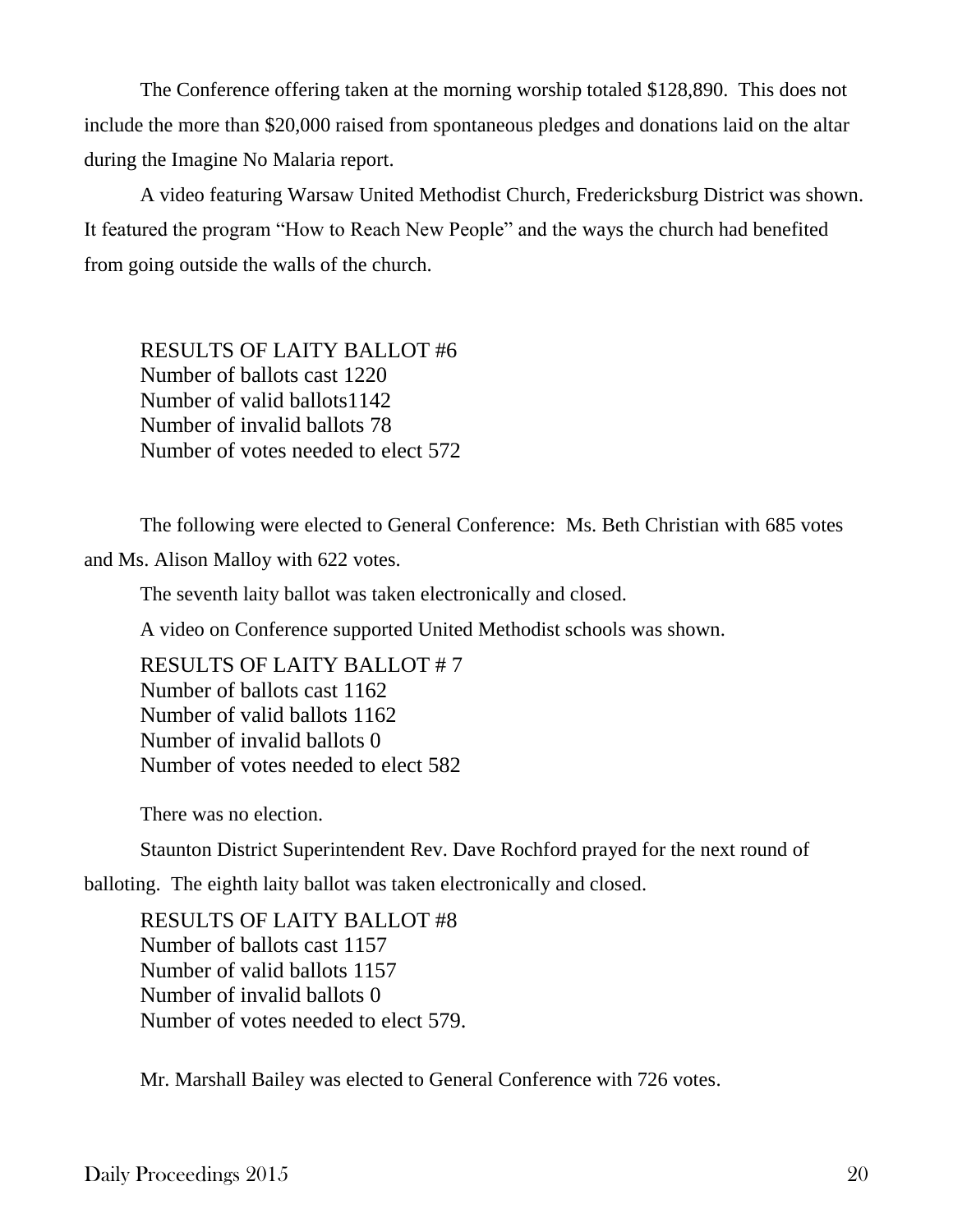The Conference offering taken at the morning worship totaled $128,890. This does not include the more than $20,000 raised from spontaneous pledges and donations laid on the altar during the Imagine No Malaria report.

A video featuring Warsaw United Methodist Church, Fredericksburg District was shown. It featured the program "How to Reach New People" and the ways the church had benefited from going outside the walls of the church.

RESULTS OF LAITY BALLOT #6
Number of ballots cast 1220
Number of valid ballots1142
Number of invalid ballots 78
Number of votes needed to elect 572

The following were elected to General Conference: Ms. Beth Christian with 685 votes and Ms. Alison Malloy with 622 votes.

The seventh laity ballot was taken electronically and closed.

A video on Conference supported United Methodist schools was shown.

RESULTS OF LAITY BALLOT # 7
Number of ballots cast 1162
Number of valid ballots 1162
Number of invalid ballots 0
Number of votes needed to elect 582

There was no election.

Staunton District Superintendent Rev. Dave Rochford prayed for the next round of balloting. The eighth laity ballot was taken electronically and closed.

RESULTS OF LAITY BALLOT #8
Number of ballots cast 1157
Number of valid ballots 1157
Number of invalid ballots 0
Number of votes needed to elect 579.

Mr. Marshall Bailey was elected to General Conference with 726 votes.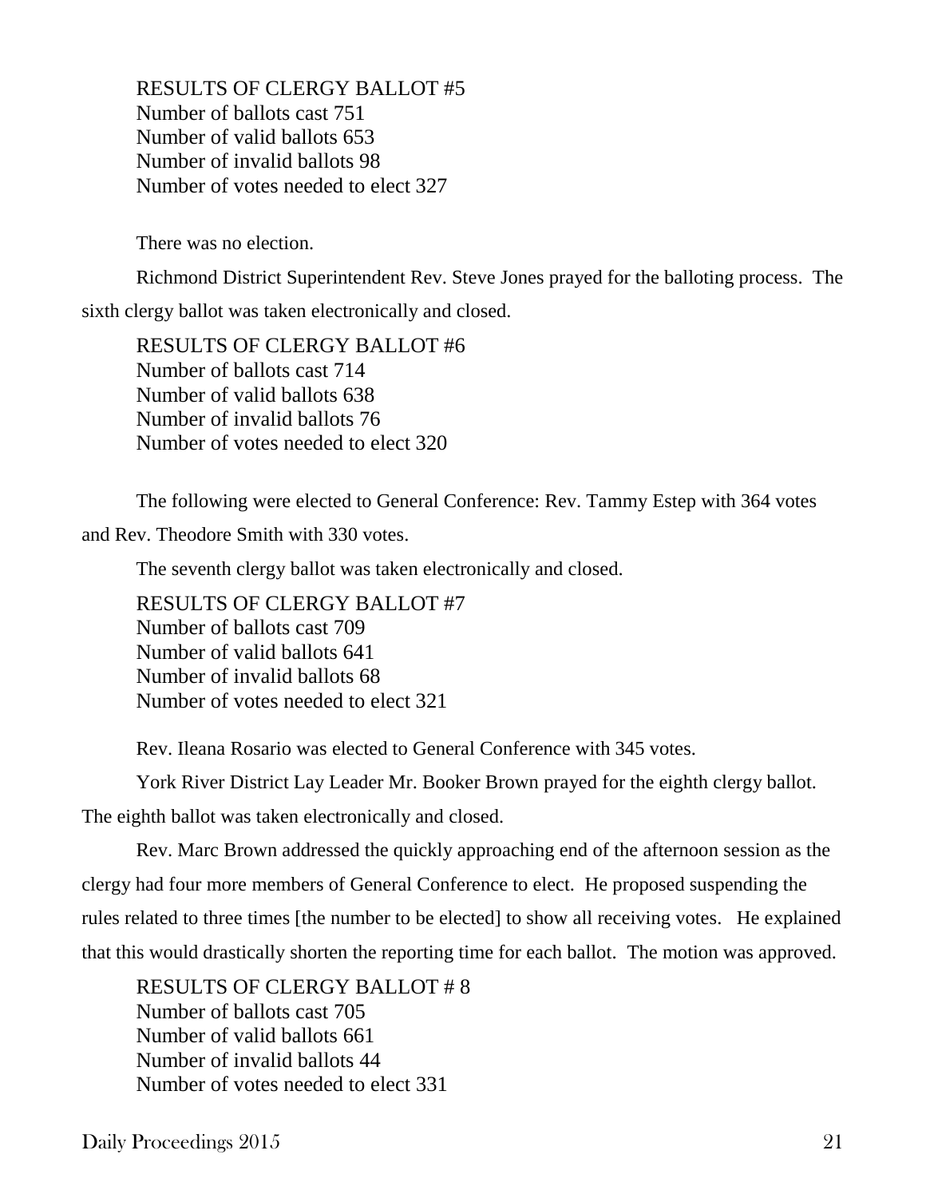RESULTS OF CLERGY BALLOT #5
Number of ballots cast 751
Number of valid ballots 653
Number of invalid ballots 98
Number of votes needed to elect 327

There was no election.

Richmond District Superintendent Rev. Steve Jones prayed for the balloting process. The sixth clergy ballot was taken electronically and closed.

RESULTS OF CLERGY BALLOT #6
Number of ballots cast 714
Number of valid ballots 638
Number of invalid ballots 76
Number of votes needed to elect 320

The following were elected to General Conference: Rev. Tammy Estep with 364 votes and Rev. Theodore Smith with 330 votes.

The seventh clergy ballot was taken electronically and closed.

RESULTS OF CLERGY BALLOT #7
Number of ballots cast 709
Number of valid ballots 641
Number of invalid ballots 68
Number of votes needed to elect 321

Rev. Ileana Rosario was elected to General Conference with 345 votes.

York River District Lay Leader Mr. Booker Brown prayed for the eighth clergy ballot. The eighth ballot was taken electronically and closed.

Rev. Marc Brown addressed the quickly approaching end of the afternoon session as the clergy had four more members of General Conference to elect. He proposed suspending the rules related to three times [the number to be elected] to show all receiving votes. He explained that this would drastically shorten the reporting time for each ballot. The motion was approved.

RESULTS OF CLERGY BALLOT # 8
Number of ballots cast 705
Number of valid ballots 661
Number of invalid ballots 44
Number of votes needed to elect 331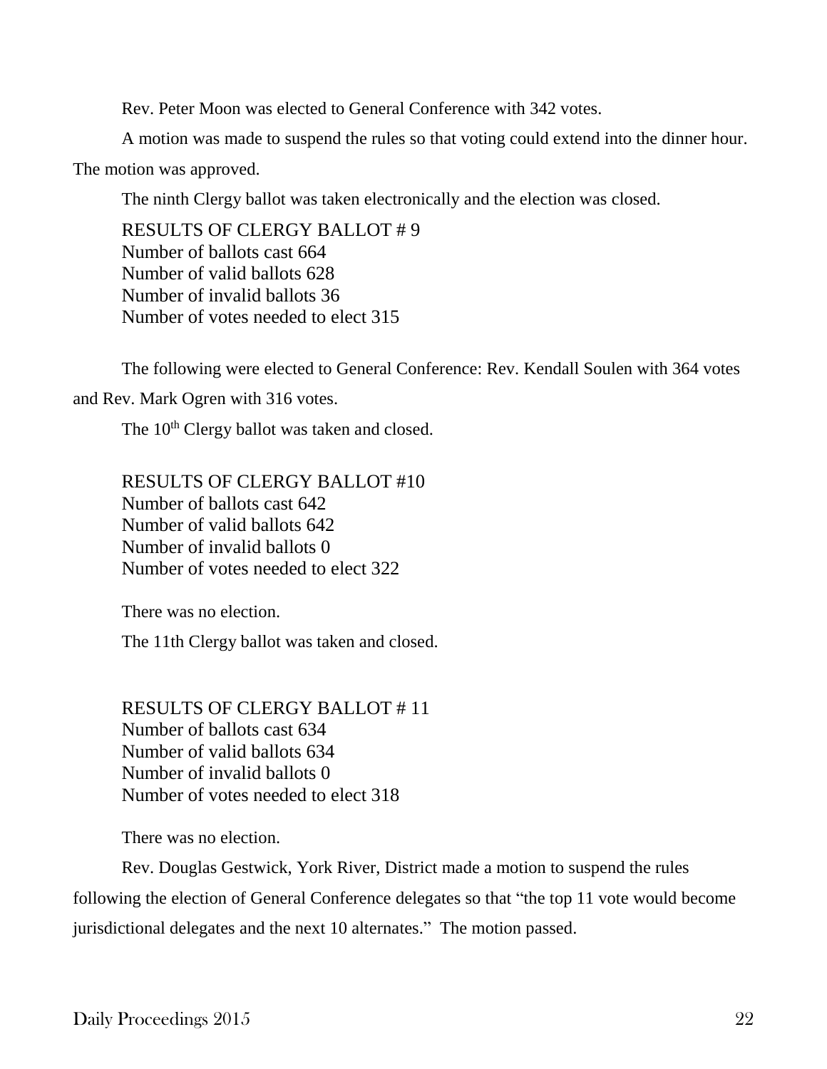Rev. Peter Moon was elected to General Conference with 342 votes.

A motion was made to suspend the rules so that voting could extend into the dinner hour. The motion was approved.

The ninth Clergy ballot was taken electronically and the election was closed.

RESULTS OF CLERGY BALLOT # 9
Number of ballots cast 664
Number of valid ballots 628
Number of invalid ballots 36
Number of votes needed to elect 315

The following were elected to General Conference: Rev. Kendall Soulen with 364 votes and Rev. Mark Ogren with 316 votes.

The 10th Clergy ballot was taken and closed.

RESULTS OF CLERGY BALLOT #10
Number of ballots cast 642
Number of valid ballots 642
Number of invalid ballots 0
Number of votes needed to elect 322

There was no election.

The 11th Clergy ballot was taken and closed.

RESULTS OF CLERGY BALLOT # 11
Number of ballots cast 634
Number of valid ballots 634
Number of invalid ballots 0
Number of votes needed to elect 318

There was no election.

Rev. Douglas Gestwick, York River, District made a motion to suspend the rules following the election of General Conference delegates so that "the top 11 vote would become jurisdictional delegates and the next 10 alternates." The motion passed.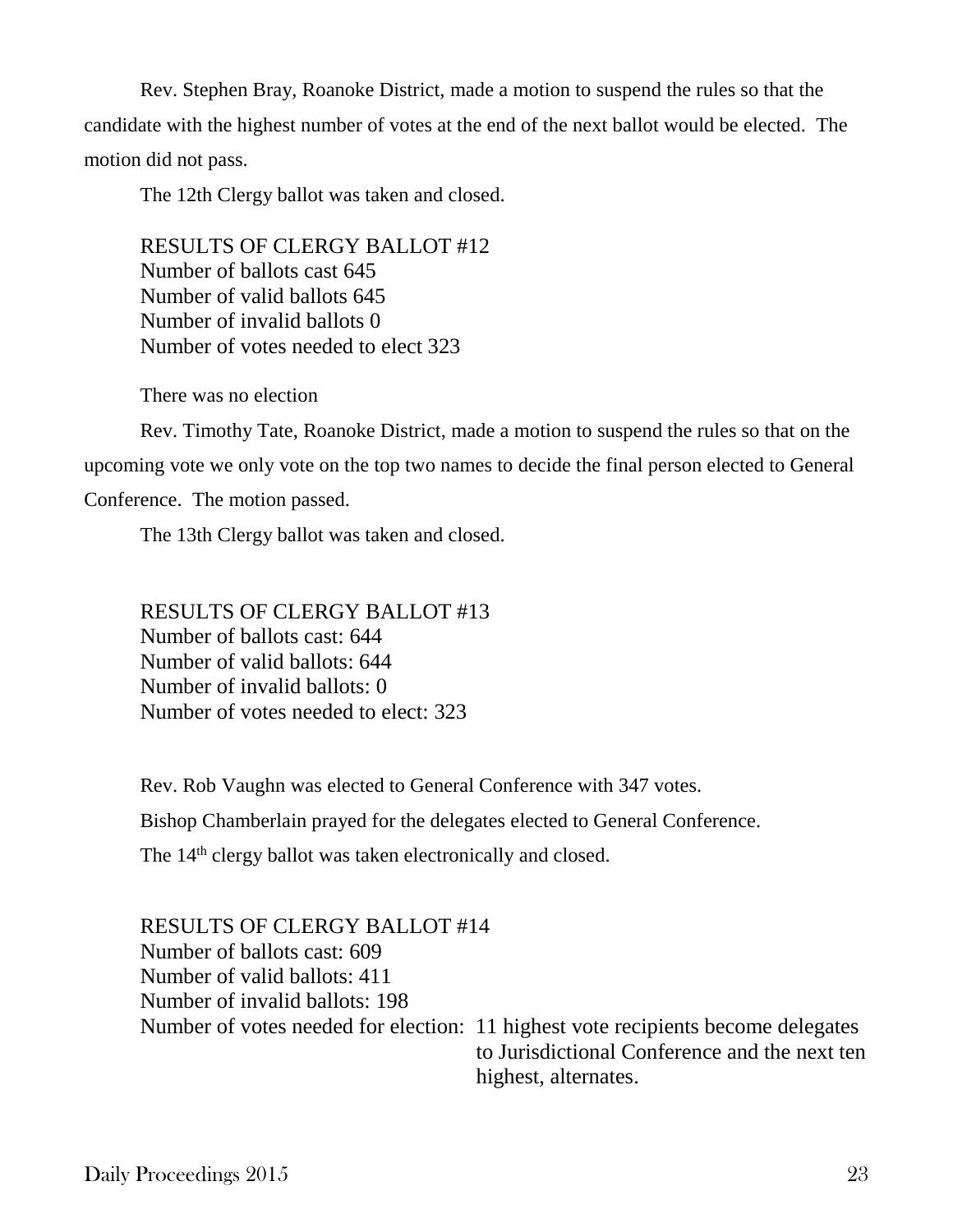Rev. Stephen Bray, Roanoke District, made a motion to suspend the rules so that the candidate with the highest number of votes at the end of the next ballot would be elected. The motion did not pass.

The 12th Clergy ballot was taken and closed.

RESULTS OF CLERGY BALLOT #12
Number of ballots cast 645
Number of valid ballots 645
Number of invalid ballots 0
Number of votes needed to elect 323

There was no election

Rev. Timothy Tate, Roanoke District, made a motion to suspend the rules so that on the upcoming vote we only vote on the top two names to decide the final person elected to General Conference. The motion passed.

The 13th Clergy ballot was taken and closed.

RESULTS OF CLERGY BALLOT #13
Number of ballots cast: 644
Number of valid ballots: 644
Number of invalid ballots: 0
Number of votes needed to elect: 323

Rev. Rob Vaughn was elected to General Conference with 347 votes.

Bishop Chamberlain prayed for the delegates elected to General Conference.

The 14th clergy ballot was taken electronically and closed.

RESULTS OF CLERGY BALLOT #14
Number of ballots cast: 609
Number of valid ballots: 411
Number of invalid ballots: 198
Number of votes needed for election: 11 highest vote recipients become delegates to Jurisdictional Conference and the next ten highest, alternates.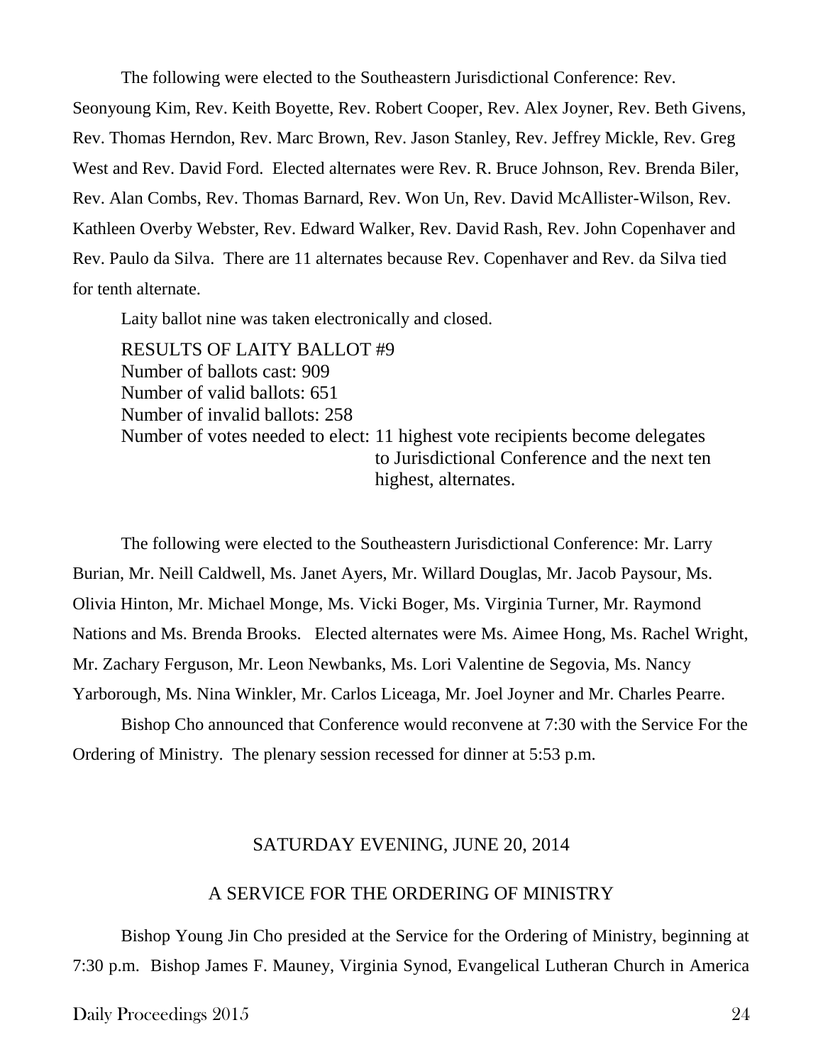The following were elected to the Southeastern Jurisdictional Conference: Rev. Seonyoung Kim, Rev. Keith Boyette, Rev. Robert Cooper, Rev. Alex Joyner, Rev. Beth Givens, Rev. Thomas Herndon, Rev. Marc Brown, Rev. Jason Stanley, Rev. Jeffrey Mickle, Rev. Greg West and Rev. David Ford. Elected alternates were Rev. R. Bruce Johnson, Rev. Brenda Biler, Rev. Alan Combs, Rev. Thomas Barnard, Rev. Won Un, Rev. David McAllister-Wilson, Rev. Kathleen Overby Webster, Rev. Edward Walker, Rev. David Rash, Rev. John Copenhaver and Rev. Paulo da Silva. There are 11 alternates because Rev. Copenhaver and Rev. da Silva tied for tenth alternate.

Laity ballot nine was taken electronically and closed.

RESULTS OF LAITY BALLOT #9
Number of ballots cast: 909
Number of valid ballots: 651
Number of invalid ballots: 258
Number of votes needed to elect: 11 highest vote recipients become delegates to Jurisdictional Conference and the next ten highest, alternates.

The following were elected to the Southeastern Jurisdictional Conference: Mr. Larry Burian, Mr. Neill Caldwell, Ms. Janet Ayers, Mr. Willard Douglas, Mr. Jacob Paysour, Ms. Olivia Hinton, Mr. Michael Monge, Ms. Vicki Boger, Ms. Virginia Turner, Mr. Raymond Nations and Ms. Brenda Brooks. Elected alternates were Ms. Aimee Hong, Ms. Rachel Wright, Mr. Zachary Ferguson, Mr. Leon Newbanks, Ms. Lori Valentine de Segovia, Ms. Nancy Yarborough, Ms. Nina Winkler, Mr. Carlos Liceaga, Mr. Joel Joyner and Mr. Charles Pearre.

Bishop Cho announced that Conference would reconvene at 7:30 with the Service For the Ordering of Ministry. The plenary session recessed for dinner at 5:53 p.m.

## SATURDAY EVENING, JUNE 20, 2014

## A SERVICE FOR THE ORDERING OF MINISTRY

Bishop Young Jin Cho presided at the Service for the Ordering of Ministry, beginning at 7:30 p.m. Bishop James F. Mauney, Virginia Synod, Evangelical Lutheran Church in America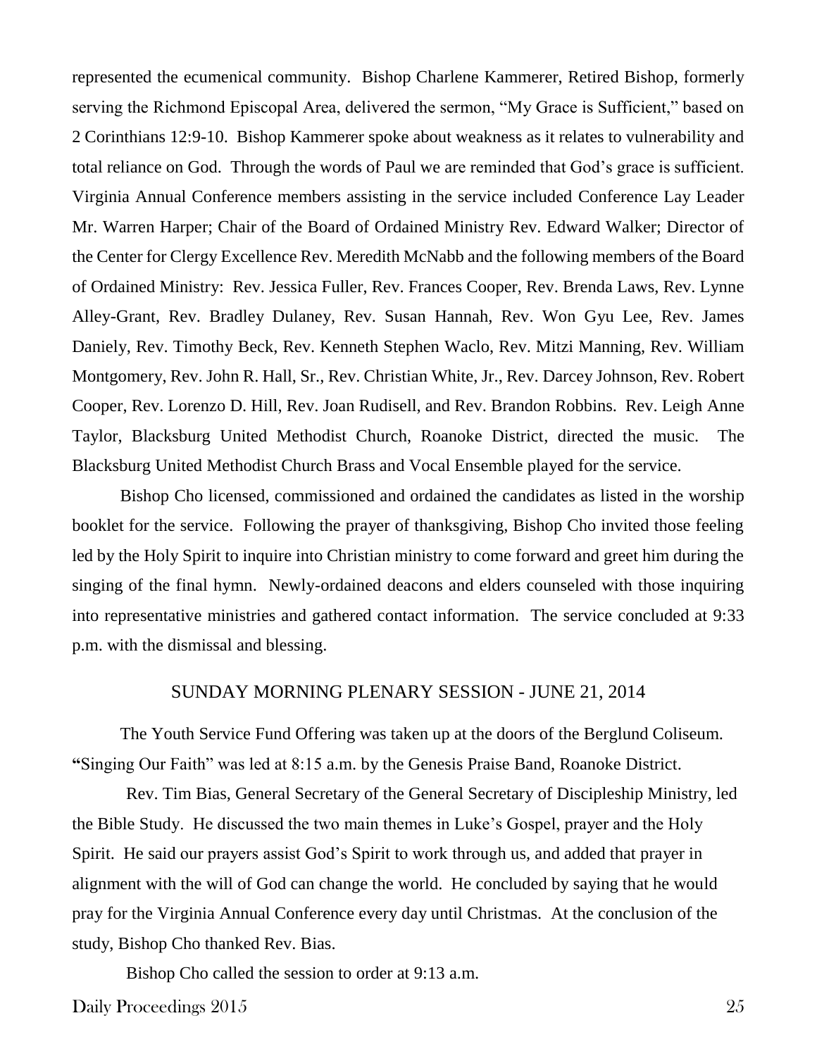represented the ecumenical community. Bishop Charlene Kammerer, Retired Bishop, formerly serving the Richmond Episcopal Area, delivered the sermon, "My Grace is Sufficient," based on 2 Corinthians 12:9-10. Bishop Kammerer spoke about weakness as it relates to vulnerability and total reliance on God. Through the words of Paul we are reminded that God's grace is sufficient. Virginia Annual Conference members assisting in the service included Conference Lay Leader Mr. Warren Harper; Chair of the Board of Ordained Ministry Rev. Edward Walker; Director of the Center for Clergy Excellence Rev. Meredith McNabb and the following members of the Board of Ordained Ministry: Rev. Jessica Fuller, Rev. Frances Cooper, Rev. Brenda Laws, Rev. Lynne Alley-Grant, Rev. Bradley Dulaney, Rev. Susan Hannah, Rev. Won Gyu Lee, Rev. James Daniely, Rev. Timothy Beck, Rev. Kenneth Stephen Waclo, Rev. Mitzi Manning, Rev. William Montgomery, Rev. John R. Hall, Sr., Rev. Christian White, Jr., Rev. Darcey Johnson, Rev. Robert Cooper, Rev. Lorenzo D. Hill, Rev. Joan Rudisell, and Rev. Brandon Robbins. Rev. Leigh Anne Taylor, Blacksburg United Methodist Church, Roanoke District, directed the music. The Blacksburg United Methodist Church Brass and Vocal Ensemble played for the service.

Bishop Cho licensed, commissioned and ordained the candidates as listed in the worship booklet for the service. Following the prayer of thanksgiving, Bishop Cho invited those feeling led by the Holy Spirit to inquire into Christian ministry to come forward and greet him during the singing of the final hymn. Newly-ordained deacons and elders counseled with those inquiring into representative ministries and gathered contact information. The service concluded at 9:33 p.m. with the dismissal and blessing.

## SUNDAY MORNING PLENARY SESSION - JUNE 21, 2014

The Youth Service Fund Offering was taken up at the doors of the Berglund Coliseum. "Singing Our Faith" was led at 8:15 a.m. by the Genesis Praise Band, Roanoke District.

Rev. Tim Bias, General Secretary of the General Secretary of Discipleship Ministry, led the Bible Study. He discussed the two main themes in Luke's Gospel, prayer and the Holy Spirit. He said our prayers assist God's Spirit to work through us, and added that prayer in alignment with the will of God can change the world. He concluded by saying that he would pray for the Virginia Annual Conference every day until Christmas. At the conclusion of the study, Bishop Cho thanked Rev. Bias.

Bishop Cho called the session to order at 9:13 a.m.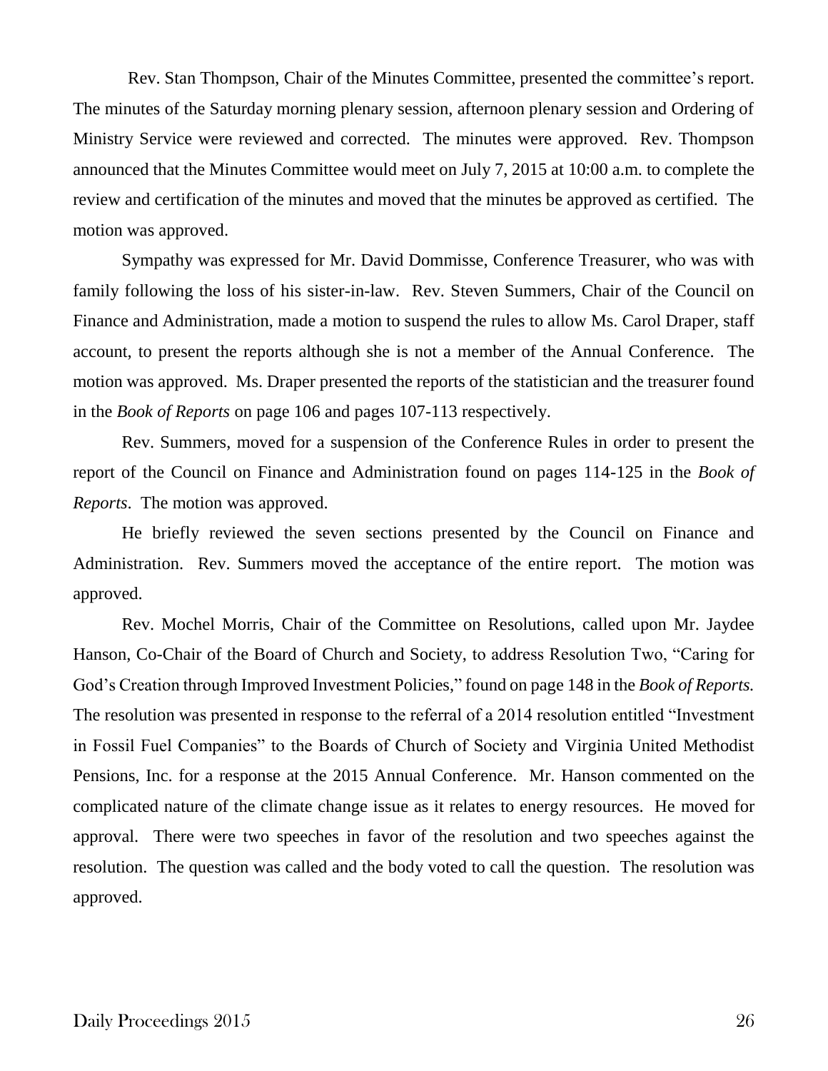Rev. Stan Thompson, Chair of the Minutes Committee, presented the committee's report. The minutes of the Saturday morning plenary session, afternoon plenary session and Ordering of Ministry Service were reviewed and corrected. The minutes were approved. Rev. Thompson announced that the Minutes Committee would meet on July 7, 2015 at 10:00 a.m. to complete the review and certification of the minutes and moved that the minutes be approved as certified. The motion was approved.

Sympathy was expressed for Mr. David Dommisse, Conference Treasurer, who was with family following the loss of his sister-in-law. Rev. Steven Summers, Chair of the Council on Finance and Administration, made a motion to suspend the rules to allow Ms. Carol Draper, staff account, to present the reports although she is not a member of the Annual Conference. The motion was approved. Ms. Draper presented the reports of the statistician and the treasurer found in the *Book of Reports* on page 106 and pages 107-113 respectively.

Rev. Summers, moved for a suspension of the Conference Rules in order to present the report of the Council on Finance and Administration found on pages 114-125 in the *Book of Reports*. The motion was approved.

He briefly reviewed the seven sections presented by the Council on Finance and Administration. Rev. Summers moved the acceptance of the entire report. The motion was approved.

Rev. Mochel Morris, Chair of the Committee on Resolutions, called upon Mr. Jaydee Hanson, Co-Chair of the Board of Church and Society, to address Resolution Two, "Caring for God's Creation through Improved Investment Policies," found on page 148 in the *Book of Reports.* The resolution was presented in response to the referral of a 2014 resolution entitled "Investment in Fossil Fuel Companies" to the Boards of Church of Society and Virginia United Methodist Pensions, Inc. for a response at the 2015 Annual Conference. Mr. Hanson commented on the complicated nature of the climate change issue as it relates to energy resources. He moved for approval. There were two speeches in favor of the resolution and two speeches against the resolution. The question was called and the body voted to call the question. The resolution was approved.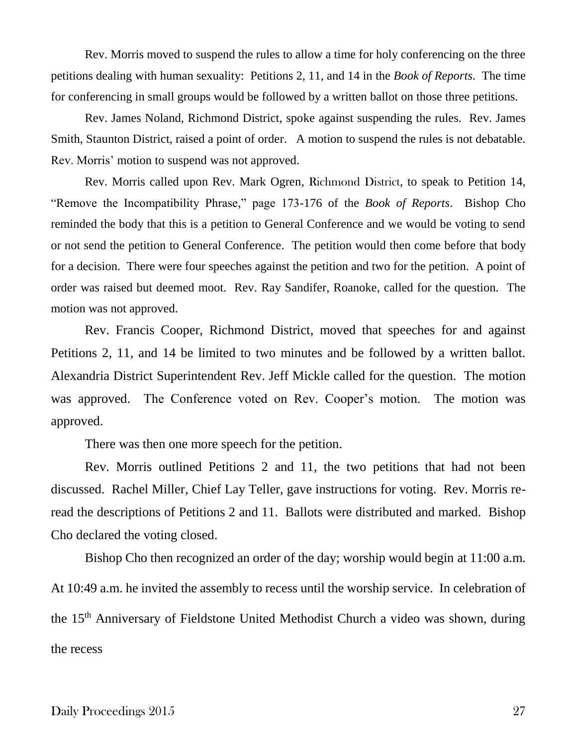Rev. Morris moved to suspend the rules to allow a time for holy conferencing on the three petitions dealing with human sexuality: Petitions 2, 11, and 14 in the *Book of Reports*. The time for conferencing in small groups would be followed by a written ballot on those three petitions.

Rev. James Noland, Richmond District, spoke against suspending the rules. Rev. James Smith, Staunton District, raised a point of order. A motion to suspend the rules is not debatable. Rev. Morris' motion to suspend was not approved.

Rev. Morris called upon Rev. Mark Ogren, Richmond District, to speak to Petition 14, "Remove the Incompatibility Phrase," page 173-176 of the *Book of Reports*. Bishop Cho reminded the body that this is a petition to General Conference and we would be voting to send or not send the petition to General Conference. The petition would then come before that body for a decision. There were four speeches against the petition and two for the petition. A point of order was raised but deemed moot. Rev. Ray Sandifer, Roanoke, called for the question. The motion was not approved.

Rev. Francis Cooper, Richmond District, moved that speeches for and against Petitions 2, 11, and 14 be limited to two minutes and be followed by a written ballot. Alexandria District Superintendent Rev. Jeff Mickle called for the question. The motion was approved. The Conference voted on Rev. Cooper's motion. The motion was approved.

There was then one more speech for the petition.

Rev. Morris outlined Petitions 2 and 11, the two petitions that had not been discussed. Rachel Miller, Chief Lay Teller, gave instructions for voting. Rev. Morris re-read the descriptions of Petitions 2 and 11. Ballots were distributed and marked. Bishop Cho declared the voting closed.

Bishop Cho then recognized an order of the day; worship would begin at 11:00 a.m. At 10:49 a.m. he invited the assembly to recess until the worship service. In celebration of the 15th Anniversary of Fieldstone United Methodist Church a video was shown, during the recess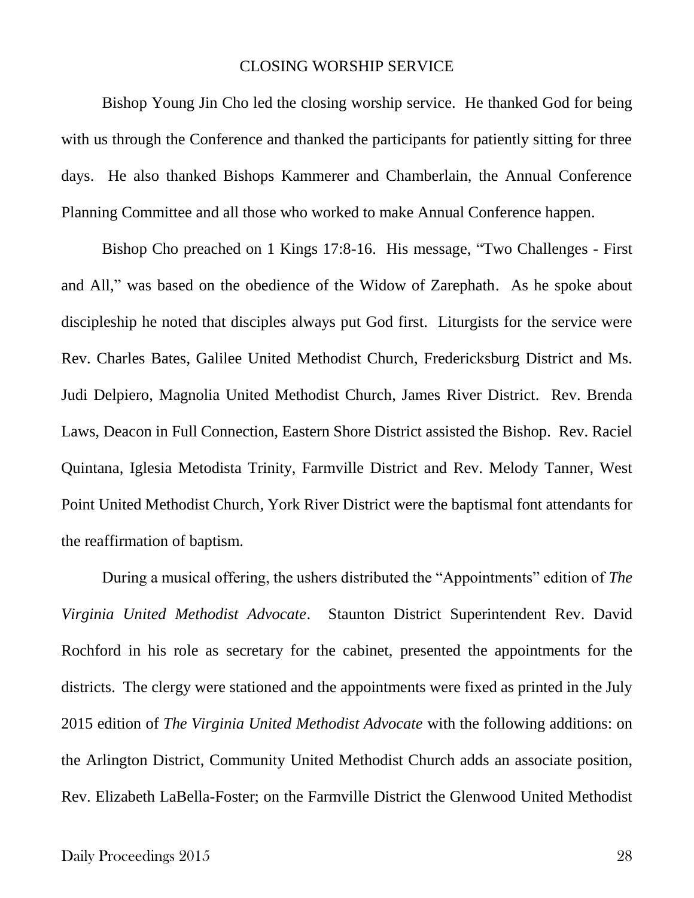# CLOSING WORSHIP SERVICE

Bishop Young Jin Cho led the closing worship service. He thanked God for being with us through the Conference and thanked the participants for patiently sitting for three days. He also thanked Bishops Kammerer and Chamberlain, the Annual Conference Planning Committee and all those who worked to make Annual Conference happen.

Bishop Cho preached on 1 Kings 17:8-16. His message, "Two Challenges - First and All," was based on the obedience of the Widow of Zarephath. As he spoke about discipleship he noted that disciples always put God first. Liturgists for the service were Rev. Charles Bates, Galilee United Methodist Church, Fredericksburg District and Ms. Judi Delpiero, Magnolia United Methodist Church, James River District. Rev. Brenda Laws, Deacon in Full Connection, Eastern Shore District assisted the Bishop. Rev. Raciel Quintana, Iglesia Metodista Trinity, Farmville District and Rev. Melody Tanner, West Point United Methodist Church, York River District were the baptismal font attendants for the reaffirmation of baptism.

During a musical offering, the ushers distributed the "Appointments" edition of *The Virginia United Methodist Advocate*. Staunton District Superintendent Rev. David Rochford in his role as secretary for the cabinet, presented the appointments for the districts. The clergy were stationed and the appointments were fixed as printed in the July 2015 edition of *The Virginia United Methodist Advocate* with the following additions: on the Arlington District, Community United Methodist Church adds an associate position, Rev. Elizabeth LaBella-Foster; on the Farmville District the Glenwood United Methodist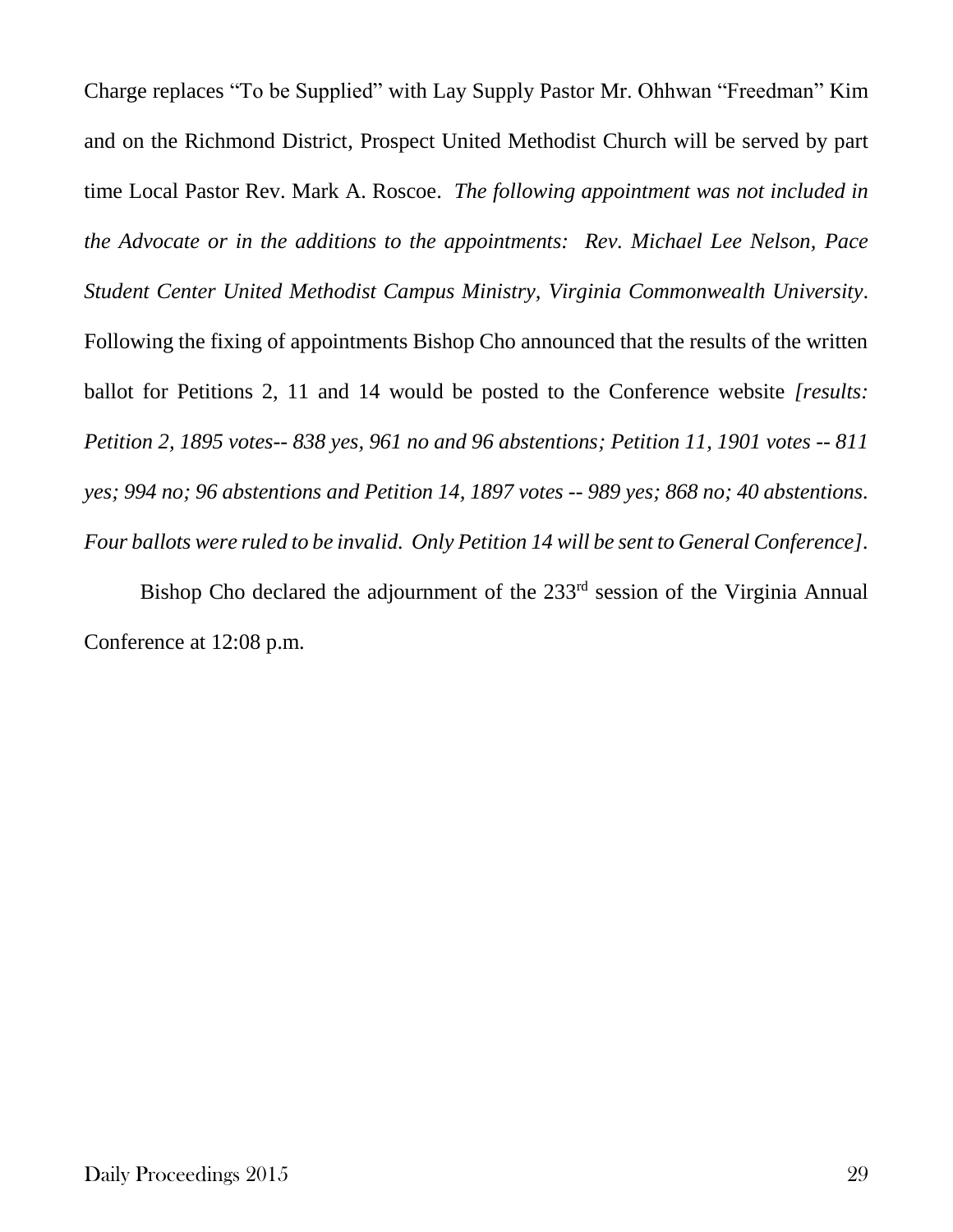Charge replaces "To be Supplied" with Lay Supply Pastor Mr. Ohhwan "Freedman" Kim and on the Richmond District, Prospect United Methodist Church will be served by part time Local Pastor Rev. Mark A. Roscoe. *The following appointment was not included in the Advocate or in the additions to the appointments: Rev. Michael Lee Nelson, Pace Student Center United Methodist Campus Ministry, Virginia Commonwealth University*. Following the fixing of appointments Bishop Cho announced that the results of the written ballot for Petitions 2, 11 and 14 would be posted to the Conference website *[results: Petition 2, 1895 votes-- 838 yes, 961 no and 96 abstentions; Petition 11, 1901 votes -- 811 yes; 994 no; 96 abstentions and Petition 14, 1897 votes -- 989 yes; 868 no; 40 abstentions. Four ballots were ruled to be invalid. Only Petition 14 will be sent to General Conference]*.

Bishop Cho declared the adjournment of the 233rd session of the Virginia Annual Conference at 12:08 p.m.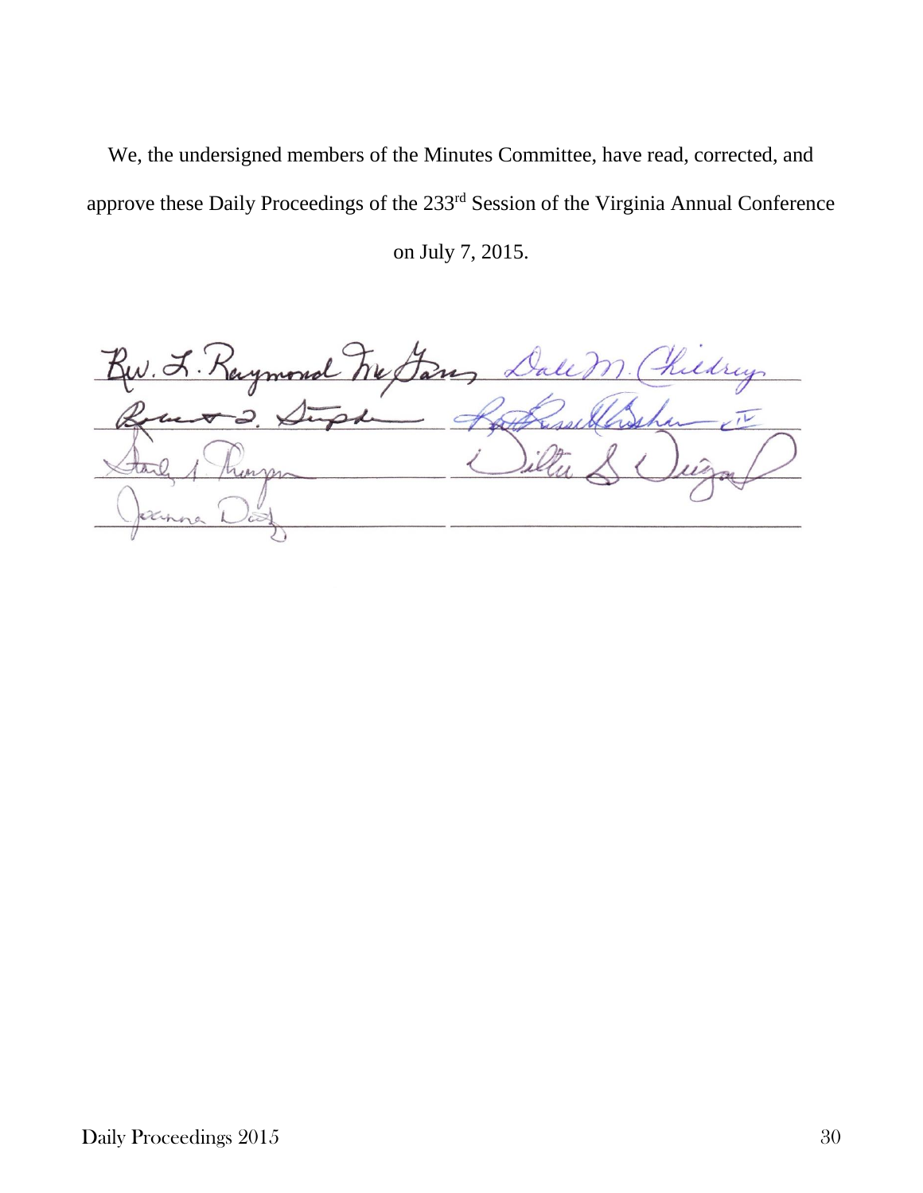We, the undersigned members of the Minutes Committee, have read, corrected, and approve these Daily Proceedings of the 233rd Session of the Virginia Annual Conference on July 7, 2015.

Rev. L. Raymond McGaney    Dale M. Childrey

Robert D. Snyder    R. Russell Fisher IV

Stanley A. Thompson    Dilter S. Duigon

Joanna Doty